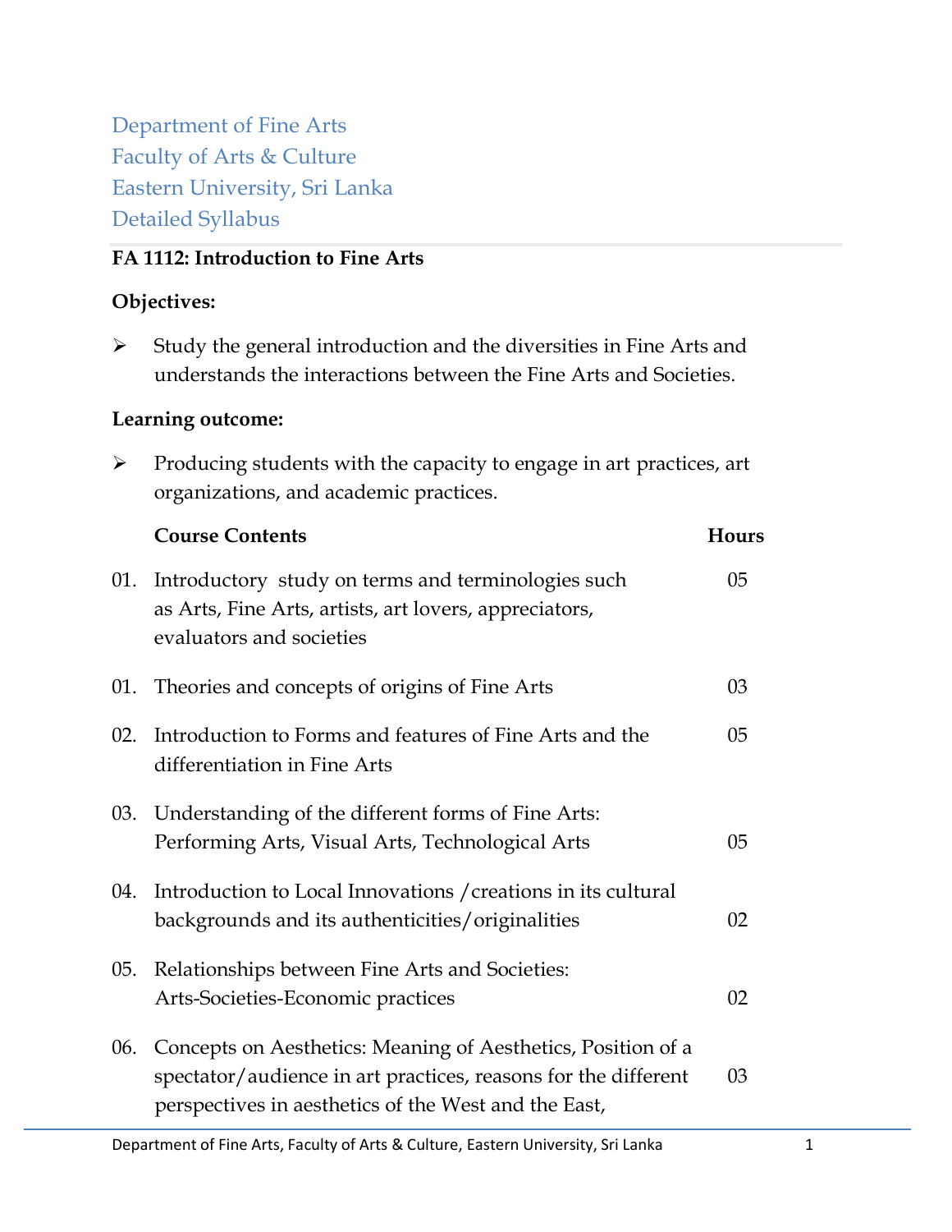Department of Fine Arts
Faculty of Arts & Culture
Eastern University, Sri Lanka
Detailed Syllabus

**FA 1112: Introduction to Fine Arts**

**Objectives:**

- Study the general introduction and the diversities in Fine Arts and understands the interactions between the Fine Arts and Societies.

**Learning outcome:**

- Producing students with the capacity to engage in art practices, art organizations, and academic practices.

| | Course Contents | Hours |
|---|---|---|
| 01. | Introductory study on terms and terminologies such as Arts, Fine Arts, artists, art lovers, appreciators, evaluators and societies | 05 |
| 01. | Theories and concepts of origins of Fine Arts | 03 |
| 02. | Introduction to Forms and features of Fine Arts and the differentiation in Fine Arts | 05 |
| 03. | Understanding of the different forms of Fine Arts: Performing Arts, Visual Arts, Technological Arts | 05 |
| 04. | Introduction to Local Innovations /creations in its cultural backgrounds and its authenticities/originalities | 02 |
| 05. | Relationships between Fine Arts and Societies: Arts-Societies-Economic practices | 02 |
| 06. | Concepts on Aesthetics: Meaning of Aesthetics, Position of a spectator/audience in art practices, reasons for the different perspectives in aesthetics of the West and the East, | 03 |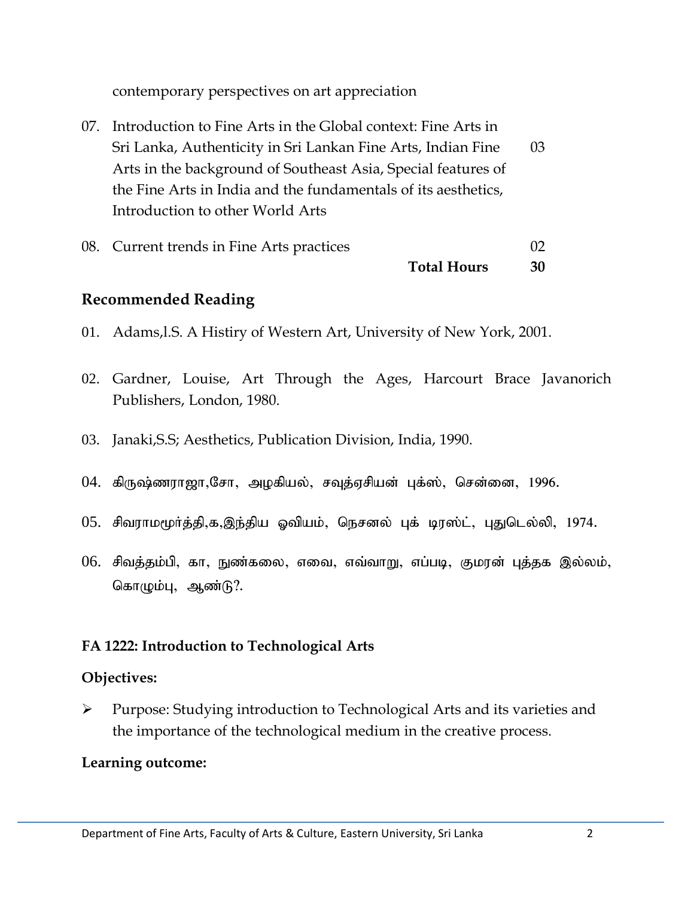contemporary perspectives on art appreciation

| No. | Topic | Hours |
|---|---|---|
| 07. | Introduction to Fine Arts in the Global context: Fine Arts in Sri Lanka, Authenticity in Sri Lankan Fine Arts, Indian Fine Arts in the background of Southeast Asia, Special features of the Fine Arts in India and the fundamentals of its aesthetics, Introduction to other World Arts | 03 |
| 08. | Current trends in Fine Arts practices | 02 |
| | **Total Hours** | **30** |

## Recommended Reading

01. Adams,l.S. A Histiry of Western Art, University of New York, 2001.

02. Gardner, Louise, Art Through the Ages, Harcourt Brace Javanorich Publishers, London, 1980.

03. Janaki,S.S; Aesthetics, Publication Division, India, 1990.

04. கிருஷ்ணராஜா,சோ, அழகியல், சவுத்ஏசியன் புக்ஸ், சென்னை, 1996.

05. சிவராமமூர்த்தி,க,இந்திய ஓவியம், நெசனல் புக் டிரஸ்ட், புதுடெல்லி, 1974.

06. சிவத்தம்பி, கா, நுண்கலை, எவை, எவ்வாறு, எப்படி, குமரன் புத்தக இல்லம், கொழும்பு, ஆண்டு?.

### FA 1222: Introduction to Technological Arts

**Objectives:**

- Purpose: Studying introduction to Technological Arts and its varieties and the importance of the technological medium in the creative process.

**Learning outcome:**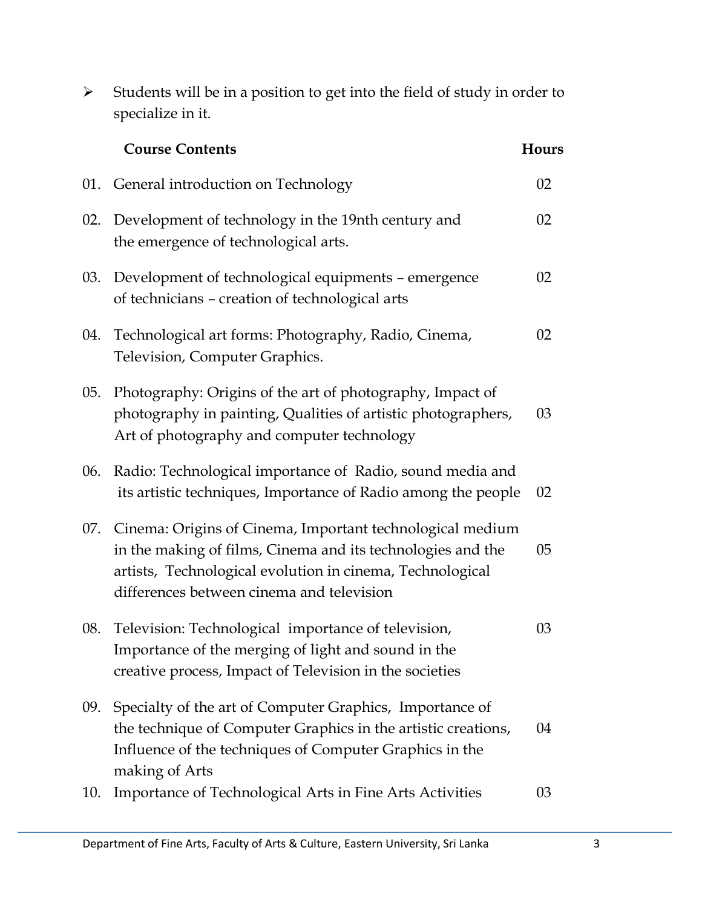- Students will be in a position to get into the field of study in order to specialize in it.

| | Course Contents | Hours |
|---|---|---|
| 01. | General introduction on Technology | 02 |
| 02. | Development of technology in the 19nth century and the emergence of technological arts. | 02 |
| 03. | Development of technological equipments – emergence of technicians – creation of technological arts | 02 |
| 04. | Technological art forms: Photography, Radio, Cinema, Television, Computer Graphics. | 02 |
| 05. | Photography: Origins of the art of photography, Impact of photography in painting, Qualities of artistic photographers, Art of photography and computer technology | 03 |
| 06. | Radio: Technological importance of Radio, sound media and its artistic techniques, Importance of Radio among the people | 02 |
| 07. | Cinema: Origins of Cinema, Important technological medium in the making of films, Cinema and its technologies and the artists, Technological evolution in cinema, Technological differences between cinema and television | 05 |
| 08. | Television: Technological importance of television, Importance of the merging of light and sound in the creative process, Impact of Television in the societies | 03 |
| 09. | Specialty of the art of Computer Graphics, Importance of the technique of Computer Graphics in the artistic creations, Influence of the techniques of Computer Graphics in the making of Arts | 04 |
| 10. | Importance of Technological Arts in Fine Arts Activities | 03 |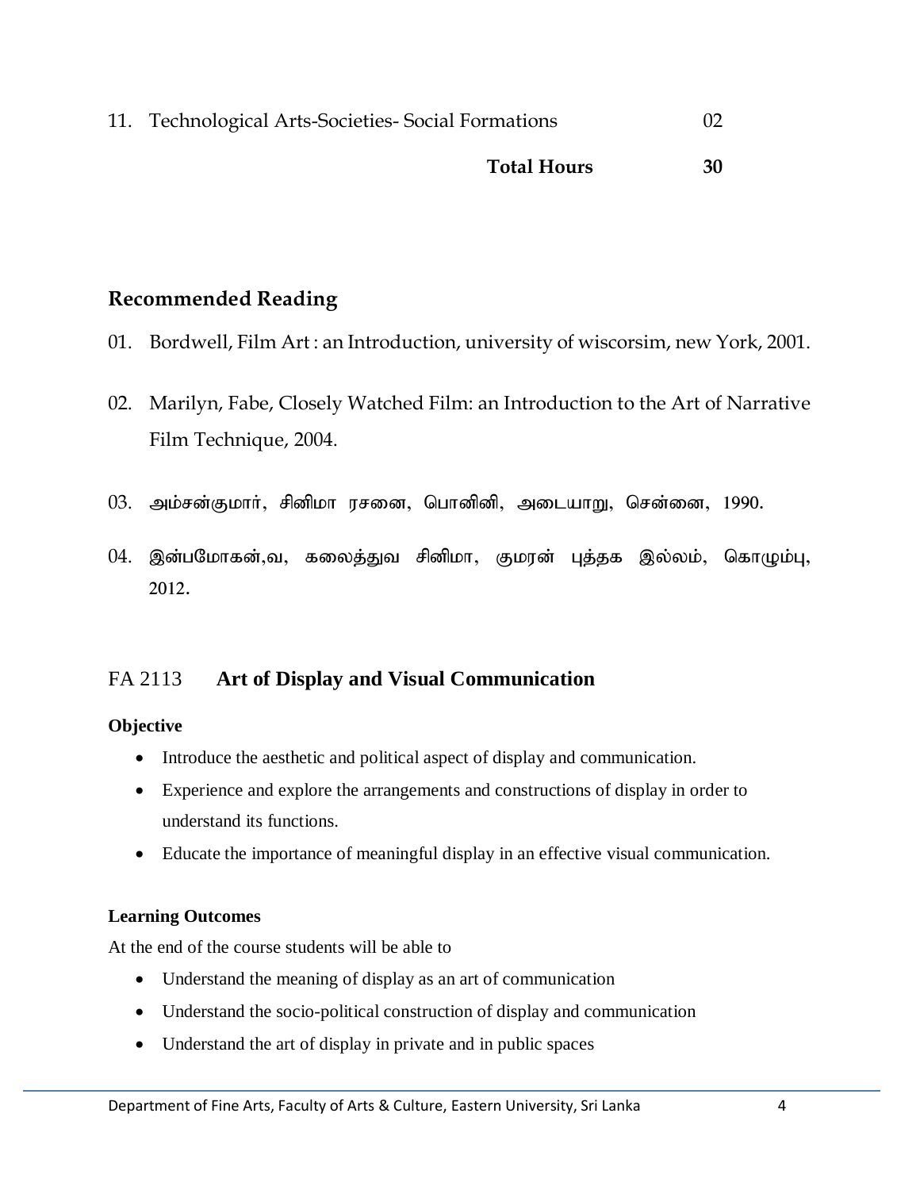| | | |
|---|---|---|
| 11. | Technological Arts-Societies- Social Formations | 02 |
| | **Total Hours** | **30** |

## Recommended Reading

01. Bordwell, Film Art : an Introduction, university of wiscorsim, new York, 2001.
02. Marilyn, Fabe, Closely Watched Film: an Introduction to the Art of Narrative Film Technique, 2004.
03. அம்சன்குமார், சினிமா ரசனை, பொனினி, அடையாறு, சென்னை, 1990.
04. இன்பமோகன்,வ, கலைத்துவ சினிமா, குமரன் புத்தக இல்லம், கொழும்பு, 2012.

## FA 2113 **Art of Display and Visual Communication**

**Objective**

- Introduce the aesthetic and political aspect of display and communication.
- Experience and explore the arrangements and constructions of display in order to understand its functions.
- Educate the importance of meaningful display in an effective visual communication.

**Learning Outcomes**

At the end of the course students will be able to

- Understand the meaning of display as an art of communication
- Understand the socio-political construction of display and communication
- Understand the art of display in private and in public spaces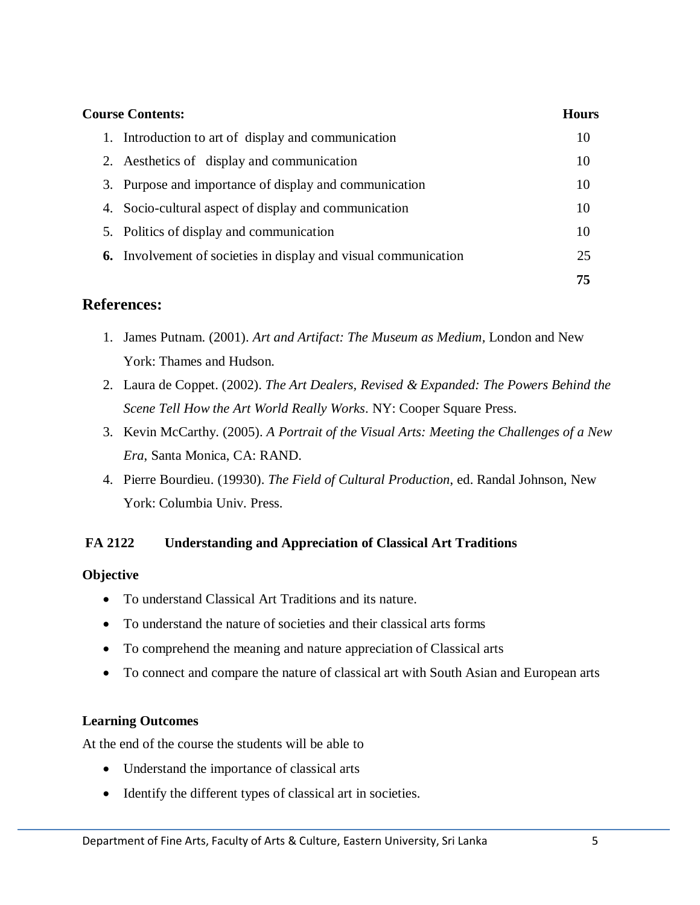**Course Contents:**

| Course Contents | Hours |
|---|---|
| 1. Introduction to art of display and communication | 10 |
| 2. Aesthetics of display and communication | 10 |
| 3. Purpose and importance of display and communication | 10 |
| 4. Socio-cultural aspect of display and communication | 10 |
| 5. Politics of display and communication | 10 |
| **6.** Involvement of societies in display and visual communication | 25 |
| | **75** |

## References:

1. James Putnam. (2001). *Art and Artifact: The Museum as Medium*, London and New York: Thames and Hudson.
2. Laura de Coppet. (2002). *The Art Dealers, Revised & Expanded: The Powers Behind the Scene Tell How the Art World Really Works*. NY: Cooper Square Press.
3. Kevin McCarthy. (2005). *A Portrait of the Visual Arts: Meeting the Challenges of a New Era*, Santa Monica, CA: RAND.
4. Pierre Bourdieu. (19930). *The Field of Cultural Production*, ed. Randal Johnson, New York: Columbia Univ. Press.

### FA 2122 Understanding and Appreciation of Classical Art Traditions

**Objective**

- To understand Classical Art Traditions and its nature.
- To understand the nature of societies and their classical arts forms
- To comprehend the meaning and nature appreciation of Classical arts
- To connect and compare the nature of classical art with South Asian and European arts

**Learning Outcomes**

At the end of the course the students will be able to

- Understand the importance of classical arts
- Identify the different types of classical art in societies.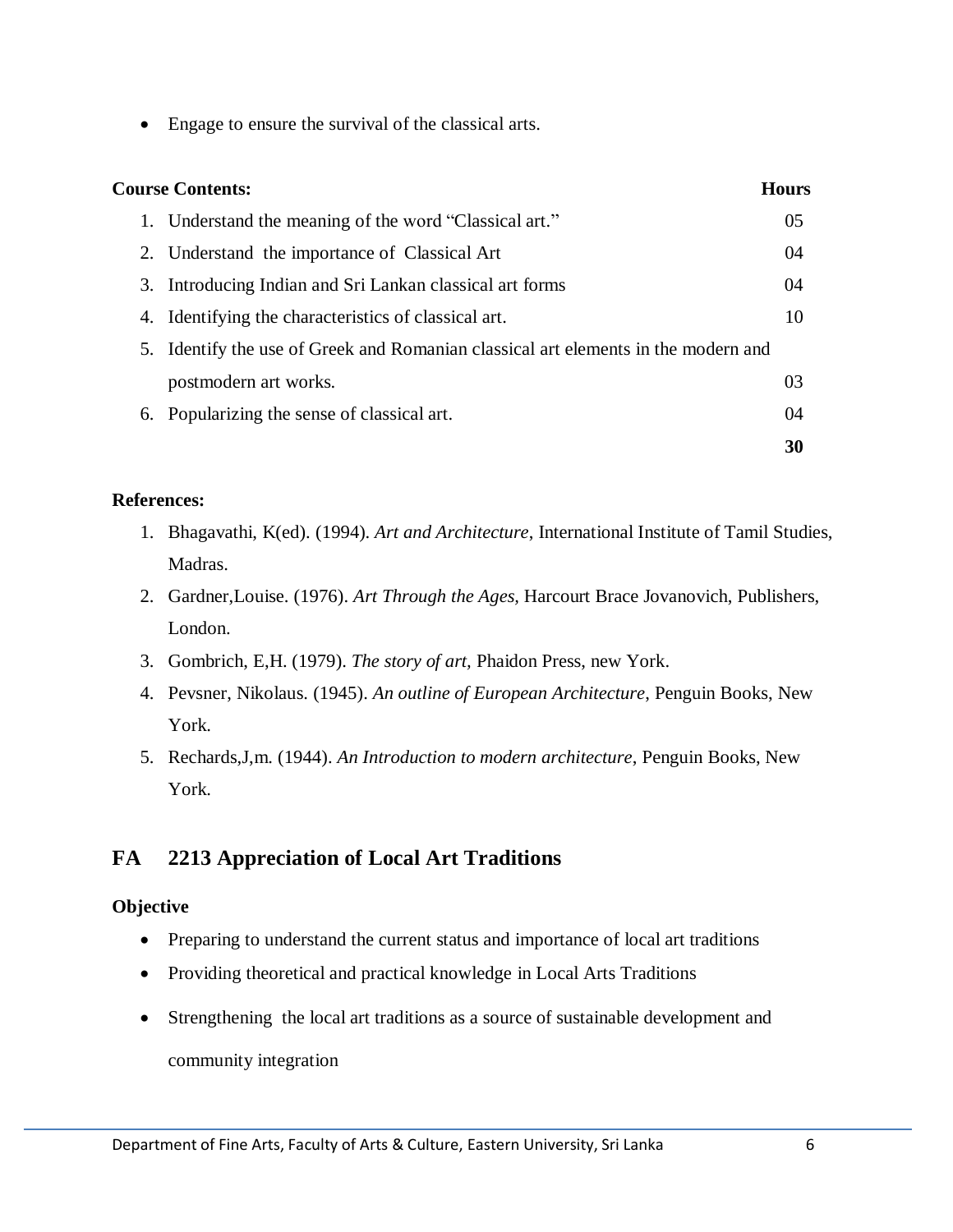- Engage to ensure the survival of the classical arts.

**Course Contents:**

| | Course Contents | Hours |
|---|---|---|
| 1. | Understand the meaning of the word "Classical art." | 05 |
| 2. | Understand the importance of Classical Art | 04 |
| 3. | Introducing Indian and Sri Lankan classical art forms | 04 |
| 4. | Identifying the characteristics of classical art. | 10 |
| 5. | Identify the use of Greek and Romanian classical art elements in the modern and postmodern art works. | 03 |
| 6. | Popularizing the sense of classical art. | 04 |
| | | **30** |

**References:**

1. Bhagavathi, K(ed). (1994). *Art and Architecture*, International Institute of Tamil Studies, Madras.
2. Gardner,Louise. (1976). *Art Through the Ages*, Harcourt Brace Jovanovich, Publishers, London.
3. Gombrich, E,H. (1979). *The story of art*, Phaidon Press, new York.
4. Pevsner, Nikolaus. (1945). *An outline of European Architecture*, Penguin Books, New York.
5. Rechards,J,m. (1944). *An Introduction to modern architecture*, Penguin Books, New York.

## FA 2213 Appreciation of Local Art Traditions

**Objective**

- Preparing to understand the current status and importance of local art traditions
- Providing theoretical and practical knowledge in Local Arts Traditions
- Strengthening the local art traditions as a source of sustainable development and community integration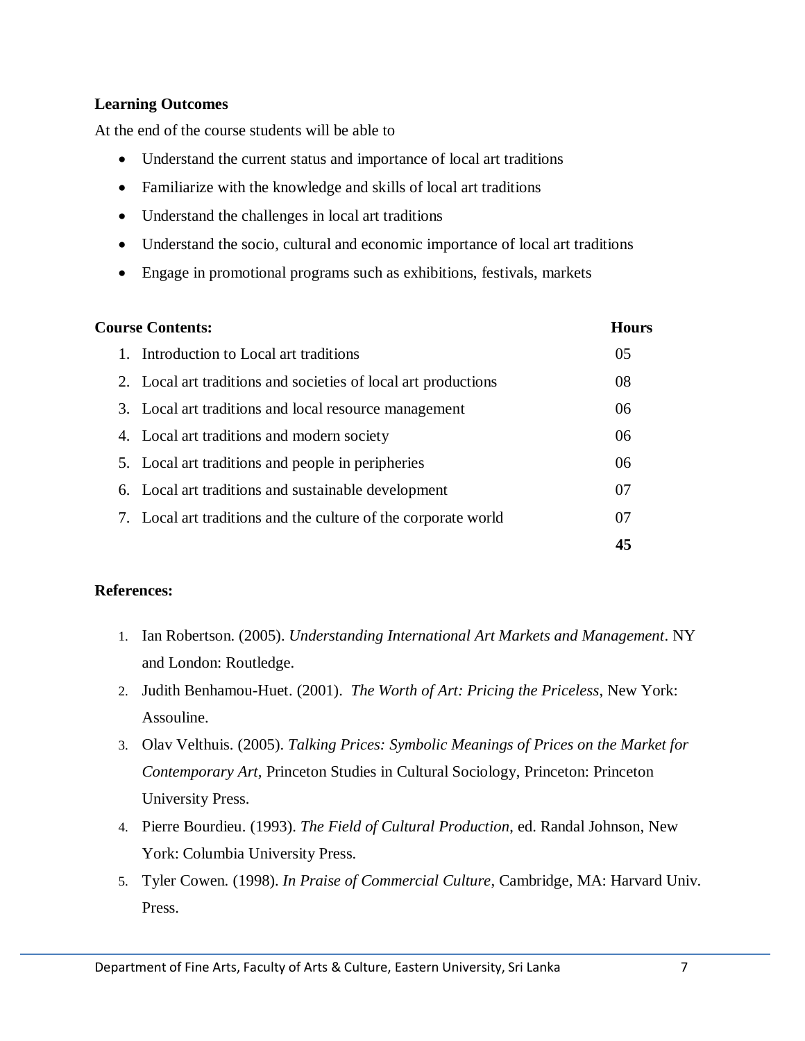**Learning Outcomes**

At the end of the course students will be able to

- Understand the current status and importance of local art traditions
- Familiarize with the knowledge and skills of local art traditions
- Understand the challenges in local art traditions
- Understand the socio, cultural and economic importance of local art traditions
- Engage in promotional programs such as exhibitions, festivals, markets

| **Course Contents:** | **Hours** |
|---|---|
| 1. Introduction to Local art traditions | 05 |
| 2. Local art traditions and societies of local art productions | 08 |
| 3. Local art traditions and local resource management | 06 |
| 4. Local art traditions and modern society | 06 |
| 5. Local art traditions and people in peripheries | 06 |
| 6. Local art traditions and sustainable development | 07 |
| 7. Local art traditions and the culture of the corporate world | 07 |
| | **45** |

**References:**

1. Ian Robertson. (2005). *Understanding International Art Markets and Management*. NY and London: Routledge.
2. Judith Benhamou-Huet. (2001). *The Worth of Art: Pricing the Priceless*, New York: Assouline.
3. Olav Velthuis. (2005). *Talking Prices: Symbolic Meanings of Prices on the Market for Contemporary Art,* Princeton Studies in Cultural Sociology, Princeton: Princeton University Press.
4. Pierre Bourdieu. (1993). *The Field of Cultural Production*, ed. Randal Johnson, New York: Columbia University Press.
5. Tyler Cowen. (1998). *In Praise of Commercial Culture*, Cambridge, MA: Harvard Univ. Press.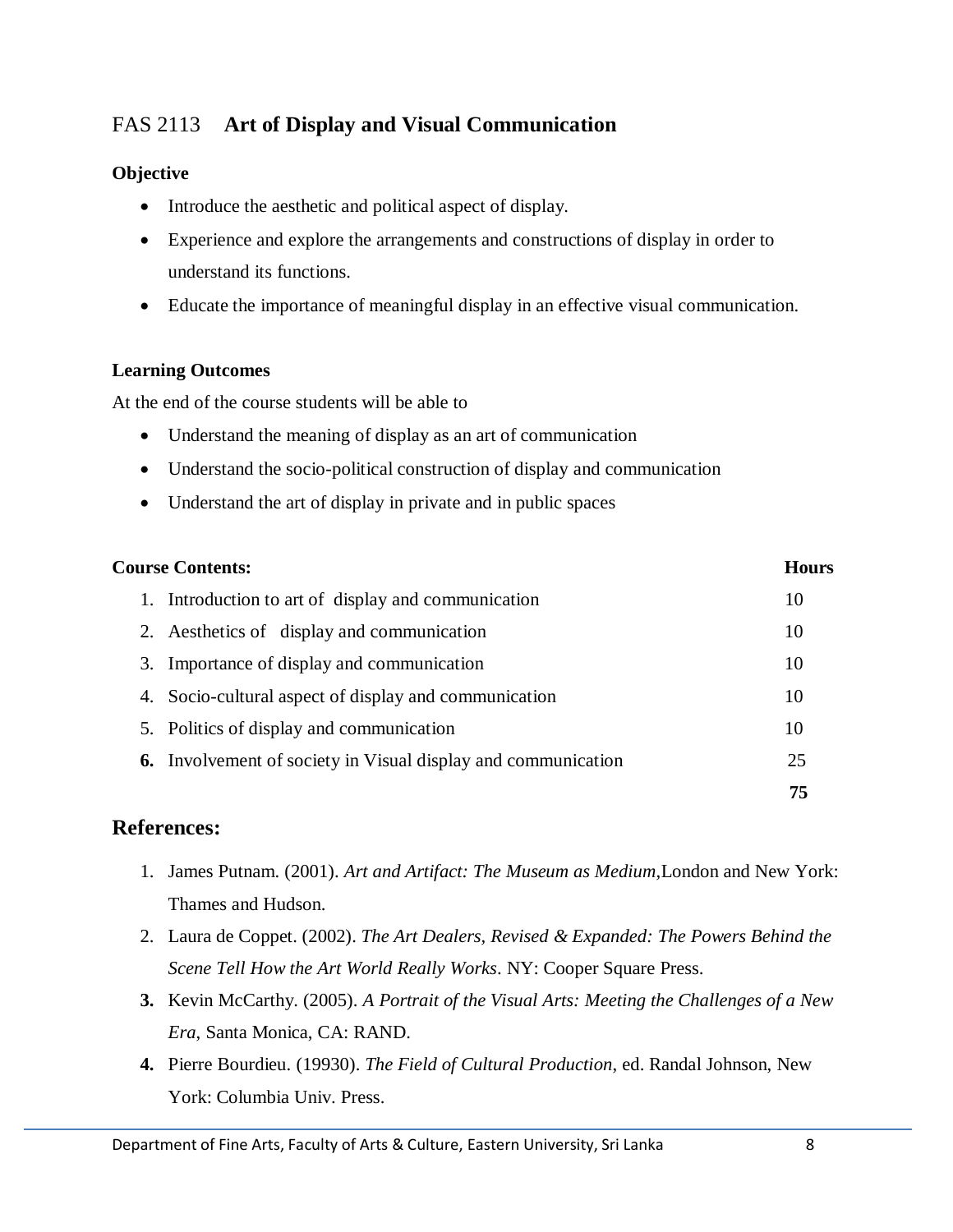## FAS 2113 **Art of Display and Visual Communication**

**Objective**

- Introduce the aesthetic and political aspect of display.
- Experience and explore the arrangements and constructions of display in order to understand its functions.
- Educate the importance of meaningful display in an effective visual communication.

**Learning Outcomes**

At the end of the course students will be able to

- Understand the meaning of display as an art of communication
- Understand the socio-political construction of display and communication
- Understand the art of display in private and in public spaces

| **Course Contents:** | **Hours** |
|---|---|
| 1. Introduction to art of display and communication | 10 |
| 2. Aesthetics of display and communication | 10 |
| 3. Importance of display and communication | 10 |
| 4. Socio-cultural aspect of display and communication | 10 |
| 5. Politics of display and communication | 10 |
| **6.** Involvement of society in Visual display and communication | 25 |
| | **75** |

## References:

1. James Putnam. (2001). *Art and Artifact: The Museum as Medium,*London and New York: Thames and Hudson.
2. Laura de Coppet. (2002). *The Art Dealers, Revised & Expanded: The Powers Behind the Scene Tell How the Art World Really Works*. NY: Cooper Square Press.
3. Kevin McCarthy. (2005). *A Portrait of the Visual Arts: Meeting the Challenges of a New Era*, Santa Monica, CA: RAND.
4. Pierre Bourdieu. (19930). *The Field of Cultural Production*, ed. Randal Johnson, New York: Columbia Univ. Press.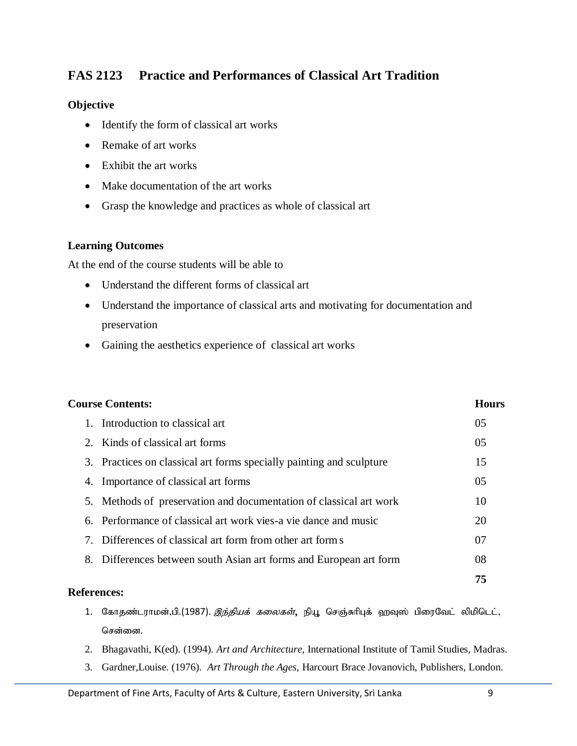## FAS 2123 Practice and Performances of Classical Art Tradition

**Objective**

- Identify the form of classical art works
- Remake of art works
- Exhibit the art works
- Make documentation of the art works
- Grasp the knowledge and practices as whole of classical art

**Learning Outcomes**

At the end of the course students will be able to

- Understand the different forms of classical art
- Understand the importance of classical arts and motivating for documentation and preservation
- Gaining the aesthetics experience of classical art works

| Course Contents: | Hours |
|---|---|
| 1. Introduction to classical art | 05 |
| 2. Kinds of classical art forms | 05 |
| 3. Practices on classical art forms specially painting and sculpture | 15 |
| 4. Importance of classical art forms | 05 |
| 5. Methods of preservation and documentation of classical art work | 10 |
| 6. Performance of classical art work vies-a vie dance and music | 20 |
| 7. Differences of classical art form from other art form s | 07 |
| 8. Differences between south Asian art forms and European art form | 08 |
| | **75** |

**References:**

1. கோதண்டராமன்,பி.(1987). *இந்தியக் கலைகள்*, நியூ செஞ்சுரிபுக் ஹவுஸ் பிரைவேட் லிமிடெட், சென்னை.
2. Bhagavathi, K(ed). (1994). *Art and Architecture,* International Institute of Tamil Studies, Madras.
3. Gardner,Louise. (1976). *Art Through the Ages,* Harcourt Brace Jovanovich, Publishers, London.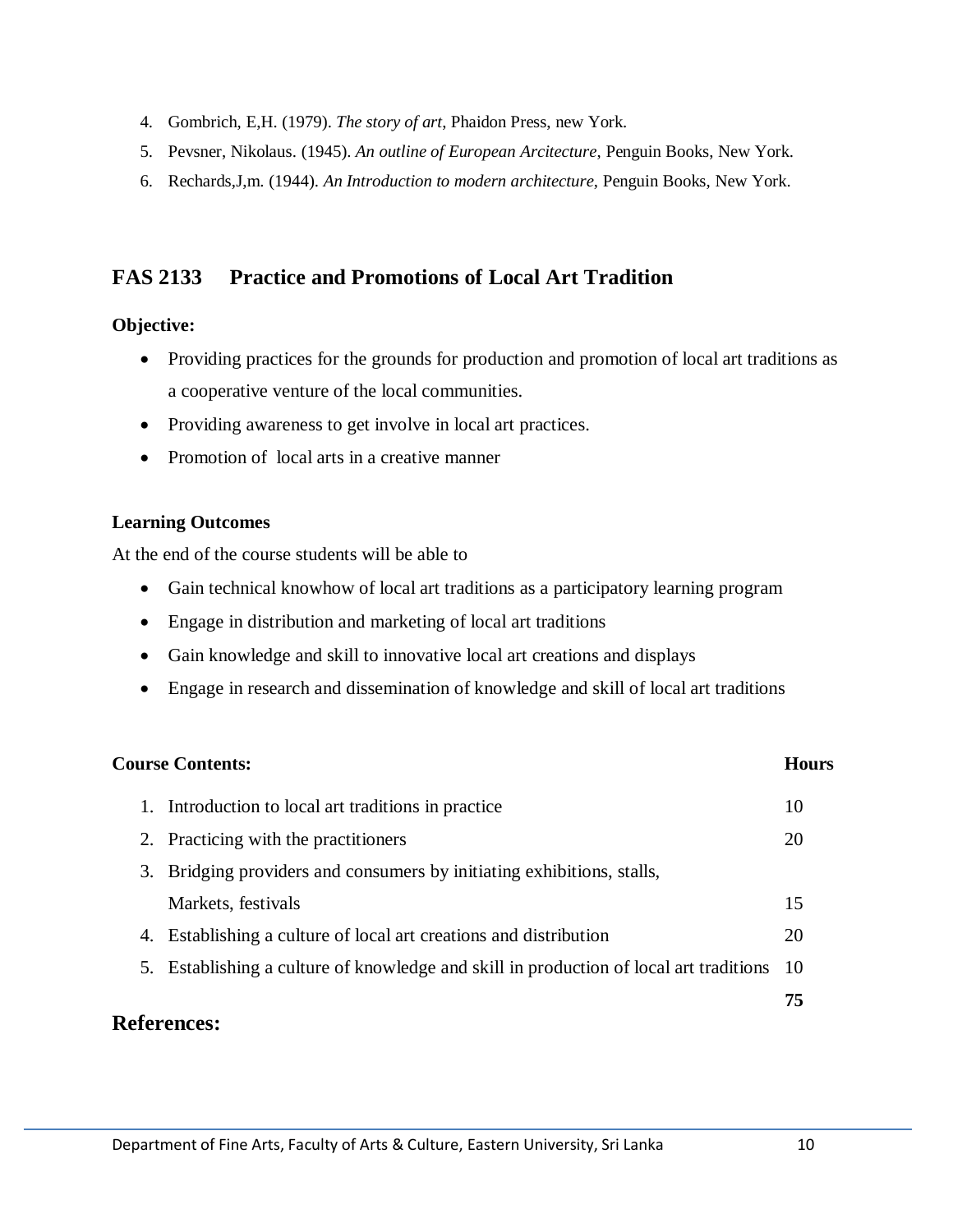4. Gombrich, E,H. (1979). *The story of art*, Phaidon Press, new York.
5. Pevsner, Nikolaus. (1945). *An outline of European Arcitecture*, Penguin Books, New York.
6. Rechards,J,m. (1944). *An Introduction to modern architecture*, Penguin Books, New York.

## FAS 2133 Practice and Promotions of Local Art Tradition

**Objective:**

- Providing practices for the grounds for production and promotion of local art traditions as a cooperative venture of the local communities.
- Providing awareness to get involve in local art practices.
- Promotion of local arts in a creative manner

**Learning Outcomes**

At the end of the course students will be able to

- Gain technical knowhow of local art traditions as a participatory learning program
- Engage in distribution and marketing of local art traditions
- Gain knowledge and skill to innovative local art creations and displays
- Engage in research and dissemination of knowledge and skill of local art traditions

| **Course Contents:** | **Hours** |
|---|---|
| 1. Introduction to local art traditions in practice | 10 |
| 2. Practicing with the practitioners | 20 |
| 3. Bridging providers and consumers by initiating exhibitions, stalls, Markets, festivals | 15 |
| 4. Establishing a culture of local art creations and distribution | 20 |
| 5. Establishing a culture of knowledge and skill in production of local art traditions | 10 |
| | **75** |

## References: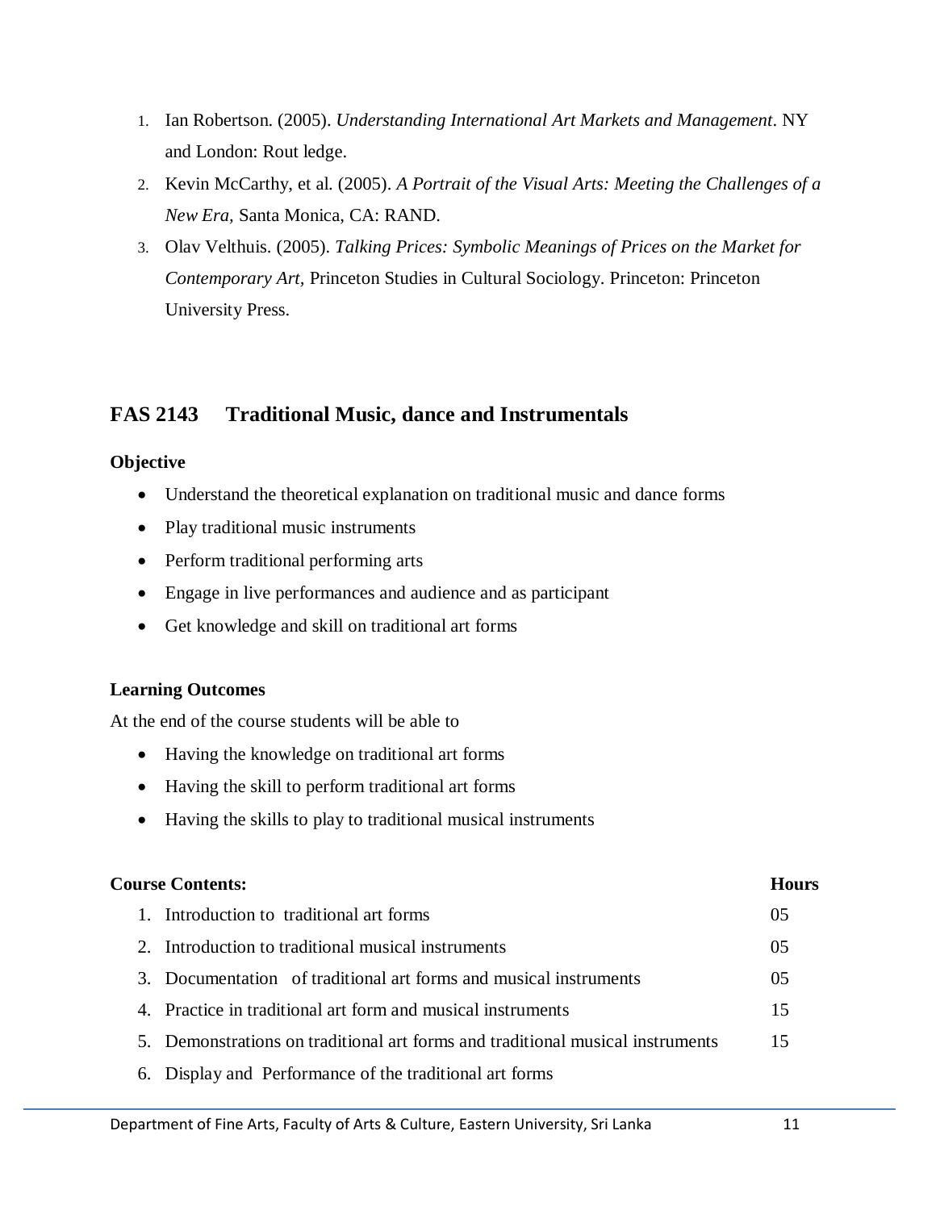1. Ian Robertson. (2005). *Understanding International Art Markets and Management*. NY and London: Rout ledge.
2. Kevin McCarthy, et al. (2005). *A Portrait of the Visual Arts: Meeting the Challenges of a New Era,* Santa Monica, CA: RAND.
3. Olav Velthuis. (2005). *Talking Prices: Symbolic Meanings of Prices on the Market for Contemporary Art,* Princeton Studies in Cultural Sociology. Princeton: Princeton University Press.

## FAS 2143 Traditional Music, dance and Instrumentals

**Objective**

- Understand the theoretical explanation on traditional music and dance forms
- Play traditional music instruments
- Perform traditional performing arts
- Engage in live performances and audience and as participant
- Get knowledge and skill on traditional art forms

**Learning Outcomes**

At the end of the course students will be able to

- Having the knowledge on traditional art forms
- Having the skill to perform traditional art forms
- Having the skills to play to traditional musical instruments

| **Course Contents:** | **Hours** |
|---|---|
| 1. Introduction to traditional art forms | 05 |
| 2. Introduction to traditional musical instruments | 05 |
| 3. Documentation of traditional art forms and musical instruments | 05 |
| 4. Practice in traditional art form and musical instruments | 15 |
| 5. Demonstrations on traditional art forms and traditional musical instruments | 15 |
| 6. Display and Performance of the traditional art forms | |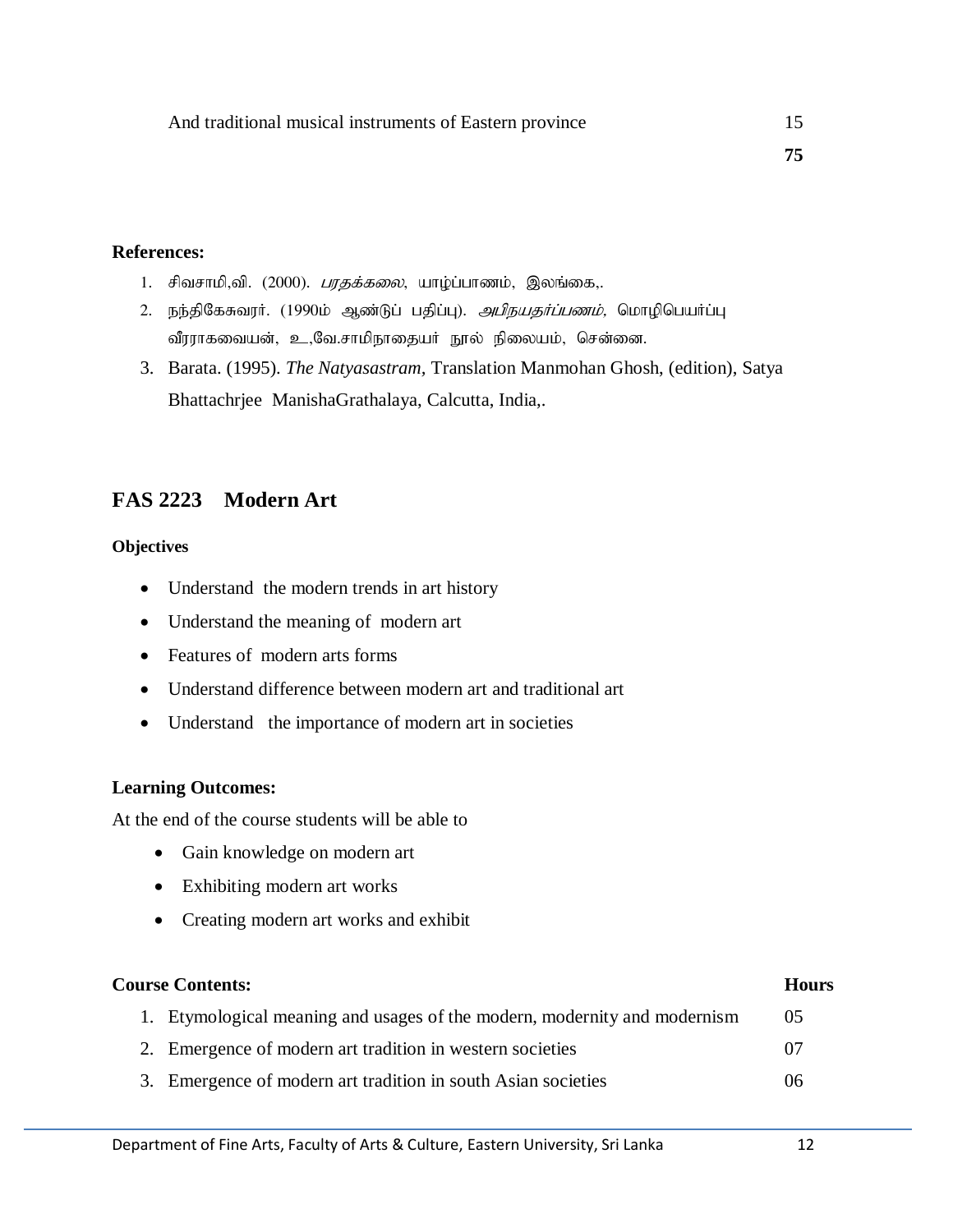| | |
|---|---|
| And traditional musical instruments of Eastern province | 15 |
| | **75** |

**References:**

1. சிவசாமி,வி. (2000). *பரதக்கலை*, யாழ்ப்பாணம், இலங்கை,.
2. நந்திகேசுவரர். (1990ம் ஆண்டுப் பதிப்பு). *அபிநயதர்ப்பணம்,* மொழிபெயர்ப்பு வீரராகவையன், உ,வே.சாமிநாதையர் நூல் நிலையம், சென்னை.
3. Barata. (1995). *The Natyasastram*, Translation Manmohan Ghosh, (edition), Satya Bhattachrjee ManishaGrathalaya, Calcutta, India,.

## FAS 2223 Modern Art

**Objectives**

- Understand the modern trends in art history
- Understand the meaning of modern art
- Features of modern arts forms
- Understand difference between modern art and traditional art
- Understand the importance of modern art in societies

**Learning Outcomes:**

At the end of the course students will be able to

- Gain knowledge on modern art
- Exhibiting modern art works
- Creating modern art works and exhibit

| **Course Contents:** | **Hours** |
|---|---|
| 1. Etymological meaning and usages of the modern, modernity and modernism | 05 |
| 2. Emergence of modern art tradition in western societies | 07 |
| 3. Emergence of modern art tradition in south Asian societies | 06 |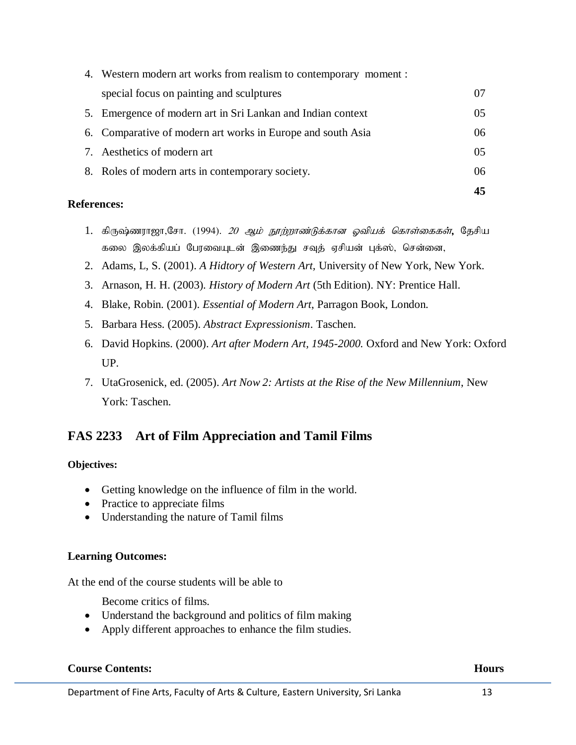| | | |
|---|---|---|
| 4. | Western modern art works from realism to contemporary moment : special focus on painting and sculptures | 07 |
| 5. | Emergence of modern art in Sri Lankan and Indian context | 05 |
| 6. | Comparative of modern art works in Europe and south Asia | 06 |
| 7. | Aesthetics of modern art | 05 |
| 8. | Roles of modern arts in contemporary society. | 06 |
| | | **45** |

**References:**

1. கிருஷ்ணராஜா,சோ. (1994). *20 ஆம் நூற்றாண்டுக்கான ஓவியக் கொள்கைகள்***,** தேசிய கலை இலக்கியப் பேரவையுடன் இணைந்து சவுத் ஏசியன் புக்ஸ், சென்னை,
2. Adams, L, S. (2001). *A Hidtory of Western Art*, University of New York, New York.
3. Arnason, H. H. (2003). *History of Modern Art* (5th Edition). NY: Prentice Hall.
4. Blake, Robin. (2001). *Essential of Modern Art*, Parragon Book, London.
5. Barbara Hess. (2005). *Abstract Expressionism*. Taschen.
6. David Hopkins. (2000). *Art after Modern Art, 1945-2000.* Oxford and New York: Oxford UP.
7. UtaGrosenick, ed. (2005). *Art Now 2: Artists at the Rise of the New Millennium*, New York: Taschen.

## FAS 2233 Art of Film Appreciation and Tamil Films

**Objectives:**

- Getting knowledge on the influence of film in the world.
- Practice to appreciate films
- Understanding the nature of Tamil films

**Learning Outcomes:**

At the end of the course students will be able to

Become critics of films.

- Understand the background and politics of film making
- Apply different approaches to enhance the film studies.

**Course Contents:** **Hours**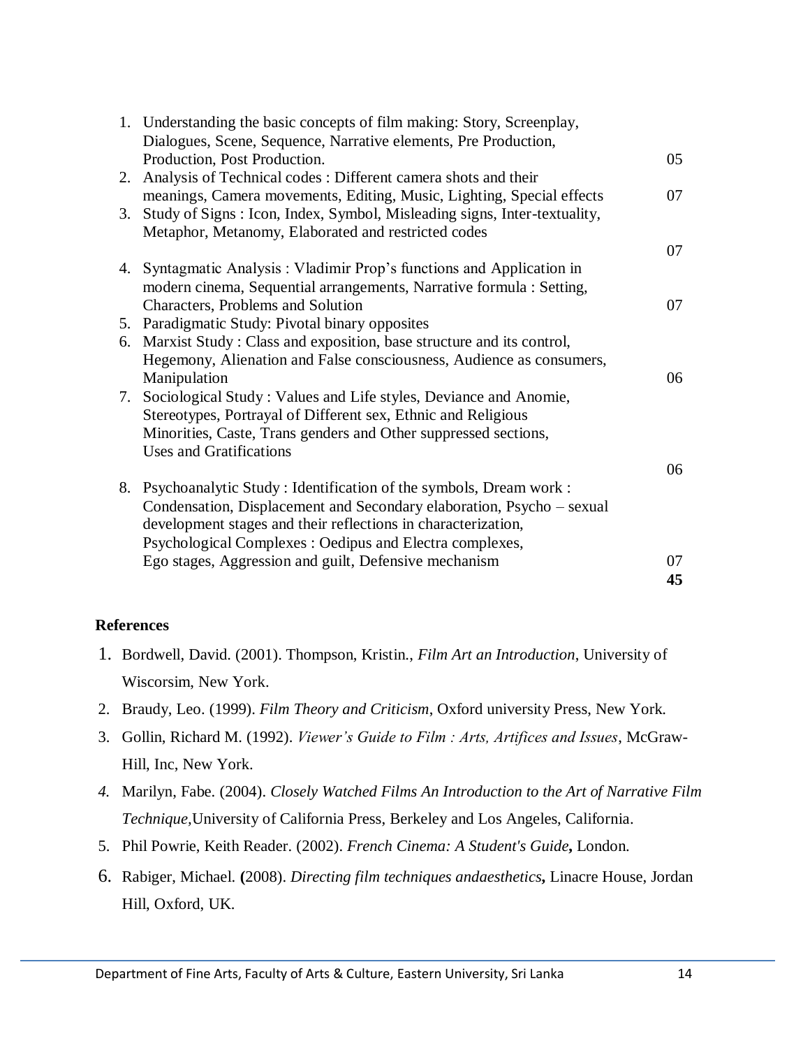| | | |
|---|---|---|
| 1. | Understanding the basic concepts of film making: Story, Screenplay, Dialogues, Scene, Sequence, Narrative elements, Pre Production, Production, Post Production. | 05 |
| 2. | Analysis of Technical codes : Different camera shots and their meanings, Camera movements, Editing, Music, Lighting, Special effects | 07 |
| 3. | Study of Signs : Icon, Index, Symbol, Misleading signs, Inter-textuality, Metaphor, Metanomy, Elaborated and restricted codes | 07 |
| 4. | Syntagmatic Analysis : Vladimir Prop's functions and Application in modern cinema, Sequential arrangements, Narrative formula : Setting, Characters, Problems and Solution | 07 |
| 5. | Paradigmatic Study: Pivotal binary opposites | |
| 6. | Marxist Study : Class and exposition, base structure and its control, Hegemony, Alienation and False consciousness, Audience as consumers, Manipulation | 06 |
| 7. | Sociological Study : Values and Life styles, Deviance and Anomie, Stereotypes, Portrayal of Different sex, Ethnic and Religious Minorities, Caste, Trans genders and Other suppressed sections, Uses and Gratifications | 06 |
| 8. | Psychoanalytic Study : Identification of the symbols, Dream work : Condensation, Displacement and Secondary elaboration, Psycho – sexual development stages and their reflections in characterization, Psychological Complexes : Oedipus and Electra complexes, Ego stages, Aggression and guilt, Defensive mechanism | 07 |
| | | **45** |

**References**

1. Bordwell, David. (2001). Thompson, Kristin., *Film Art an Introduction*, University of Wiscorsim, New York.
2. Braudy, Leo. (1999). *Film Theory and Criticism*, Oxford university Press, New York.
3. Gollin, Richard M. (1992). *Viewer's Guide to Film : Arts, Artifices and Issues*, McGraw-Hill, Inc, New York.
4. Marilyn, Fabe. (2004). *Closely Watched Films An Introduction to the Art of Narrative Film Technique*,University of California Press, Berkeley and Los Angeles, California.
5. Phil Powrie, Keith Reader. (2002). *French Cinema: A Student's Guide***,** London.
6. Rabiger, Michael. **(**2008). *Directing film techniques andaesthetics***,** Linacre House, Jordan Hill, Oxford, UK.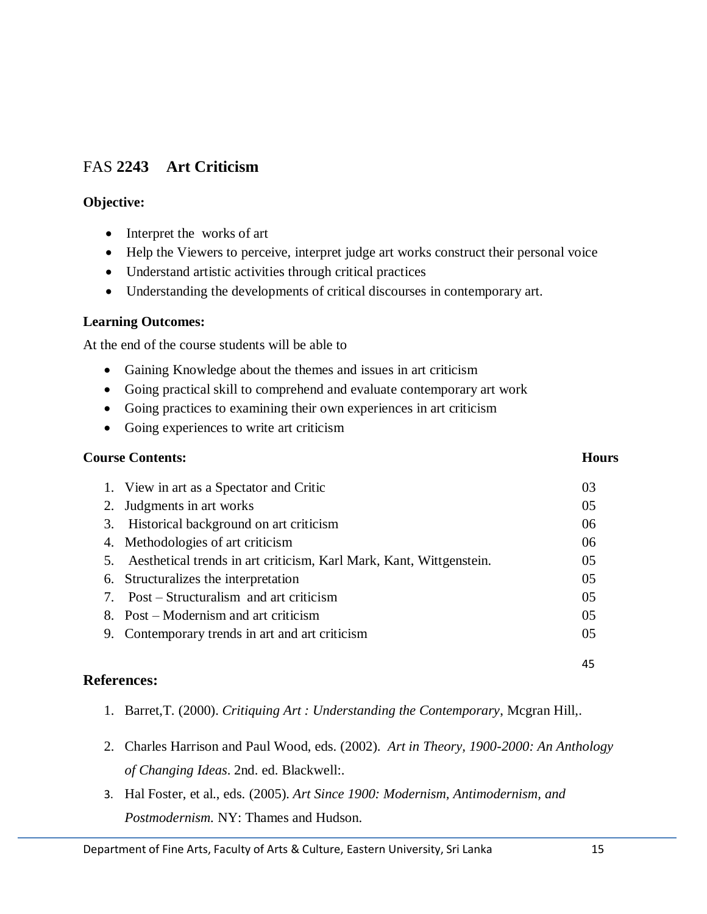## FAS **2243** **Art Criticism**

**Objective:**

- Interpret the works of art
- Help the Viewers to perceive, interpret judge art works construct their personal voice
- Understand artistic activities through critical practices
- Understanding the developments of critical discourses in contemporary art.

**Learning Outcomes:**

At the end of the course students will be able to

- Gaining Knowledge about the themes and issues in art criticism
- Going practical skill to comprehend and evaluate contemporary art work
- Going practices to examining their own experiences in art criticism
- Going experiences to write art criticism

| **Course Contents:** | **Hours** |
|---|---|
| 1. View in art as a Spectator and Critic | 03 |
| 2. Judgments in art works | 05 |
| 3. Historical background on art criticism | 06 |
| 4. Methodologies of art criticism | 06 |
| 5. Aesthetical trends in art criticism, Karl Mark, Kant, Wittgenstein. | 05 |
| 6. Structuralizes the interpretation | 05 |
| 7. Post – Structuralism and art criticism | 05 |
| 8. Post – Modernism and art criticism | 05 |
| 9. Contemporary trends in art and art criticism | 05 |
| | 45 |

**References:**

1. Barret,T. (2000). *Critiquing Art : Understanding the Contemporary*, Mcgran Hill,.
2. Charles Harrison and Paul Wood, eds. (2002). *Art in Theory, 1900-2000: An Anthology of Changing Ideas*. 2nd. ed. Blackwell:.
3. Hal Foster, et al., eds. (2005). *Art Since 1900: Modernism, Antimodernism, and Postmodernism.* NY: Thames and Hudson.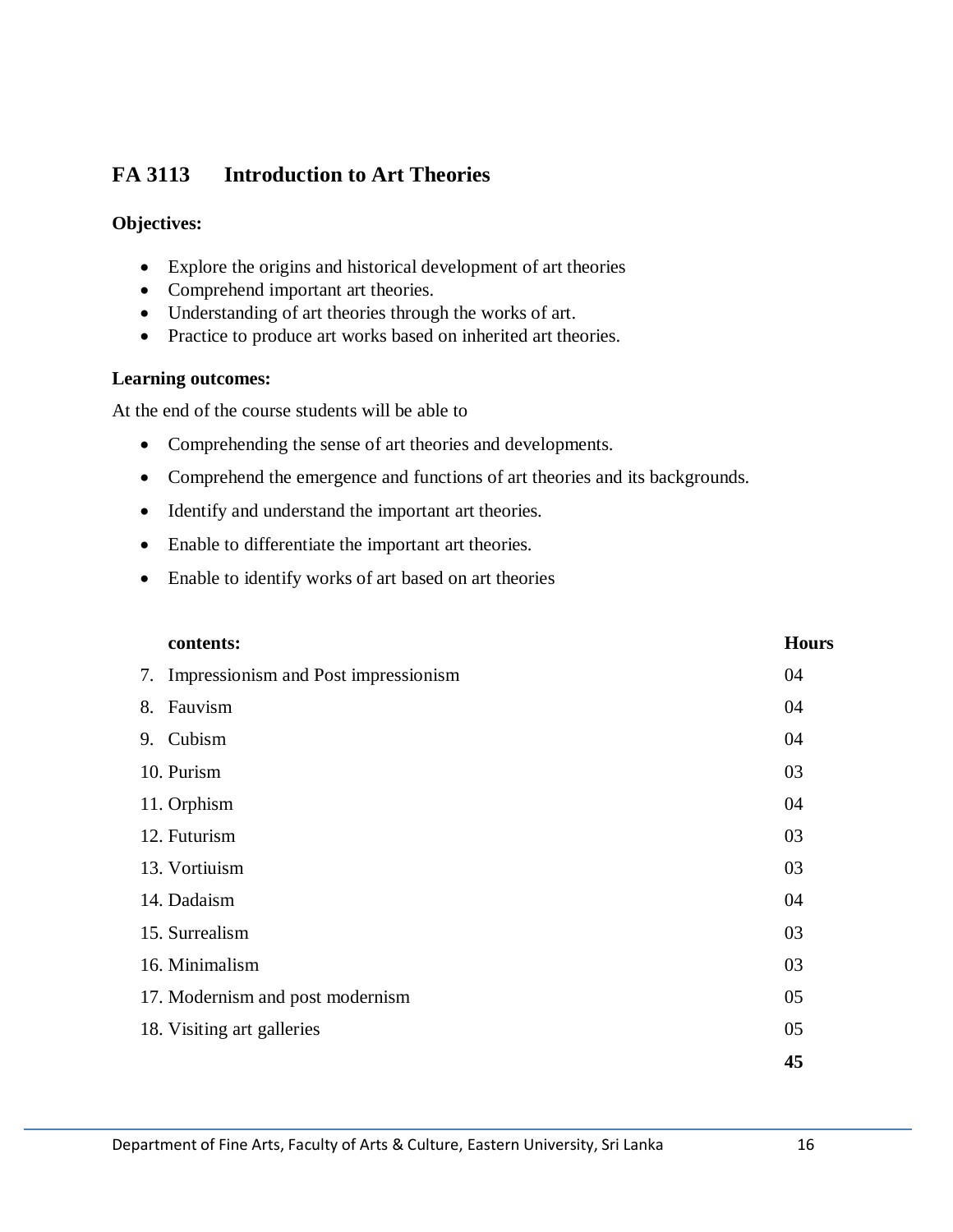## FA 3113 Introduction to Art Theories

**Objectives:**

- Explore the origins and historical development of art theories
- Comprehend important art theories.
- Understanding of art theories through the works of art.
- Practice to produce art works based on inherited art theories.

**Learning outcomes:**

At the end of the course students will be able to

- Comprehending the sense of art theories and developments.
- Comprehend the emergence and functions of art theories and its backgrounds.
- Identify and understand the important art theories.
- Enable to differentiate the important art theories.
- Enable to identify works of art based on art theories

| **contents:** | **Hours** |
|---|---|
| 7. Impressionism and Post impressionism | 04 |
| 8. Fauvism | 04 |
| 9. Cubism | 04 |
| 10. Purism | 03 |
| 11. Orphism | 04 |
| 12. Futurism | 03 |
| 13. Vortiuism | 03 |
| 14. Dadaism | 04 |
| 15. Surrealism | 03 |
| 16. Minimalism | 03 |
| 17. Modernism and post modernism | 05 |
| 18. Visiting art galleries | 05 |
| | **45** |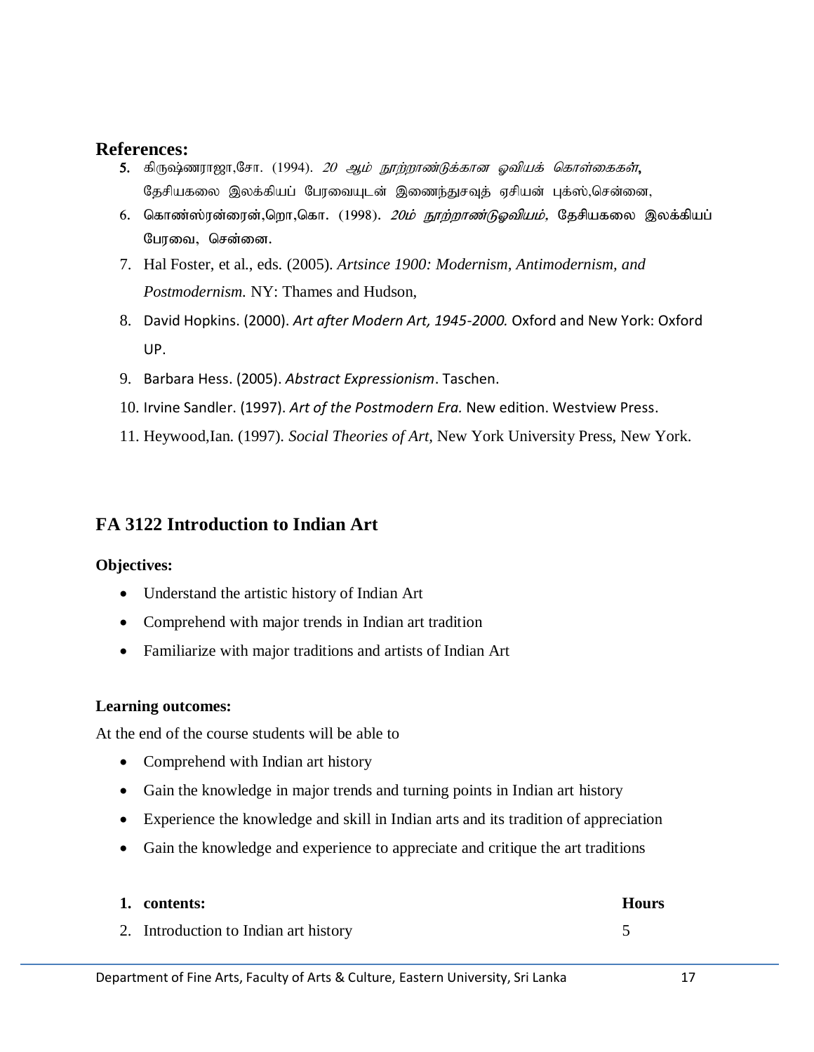**References:**

5. கிருஷ்ணராஜா,சோ. (1994). *20 ஆம் நூற்றாண்டுக்கான ஓவியக் கொள்கைகள்*, தேசியகலை இலக்கியப் பேரவையுடன் இணைந்துசவுத் ஏசியன் புக்ஸ்,சென்னை,
6. கொண்ஸ்ரன்ரைன்,றொ,கொ. (1998). *20ம் நூற்றாண்டுஓவியம்*, தேசியகலை இலக்கியப் பேரவை, சென்னை.
7. Hal Foster, et al., eds. (2005). *Artsince 1900: Modernism, Antimodernism, and Postmodernism.* NY: Thames and Hudson,
8. David Hopkins. (2000). *Art after Modern Art, 1945-2000.* Oxford and New York: Oxford UP.
9. Barbara Hess. (2005). *Abstract Expressionism*. Taschen.
10. Irvine Sandler. (1997). *Art of the Postmodern Era.* New edition. Westview Press.
11. Heywood,Ian. (1997). *Social Theories of Art*, New York University Press, New York.

## FA 3122 Introduction to Indian Art

**Objectives:**

- Understand the artistic history of Indian Art
- Comprehend with major trends in Indian art tradition
- Familiarize with major traditions and artists of Indian Art

**Learning outcomes:**

At the end of the course students will be able to

- Comprehend with Indian art history
- Gain the knowledge in major trends and turning points in Indian art history
- Experience the knowledge and skill in Indian arts and its tradition of appreciation
- Gain the knowledge and experience to appreciate and critique the art traditions

| 1. **contents:** | **Hours** |
|---|---|
| 2. Introduction to Indian art history | 5 |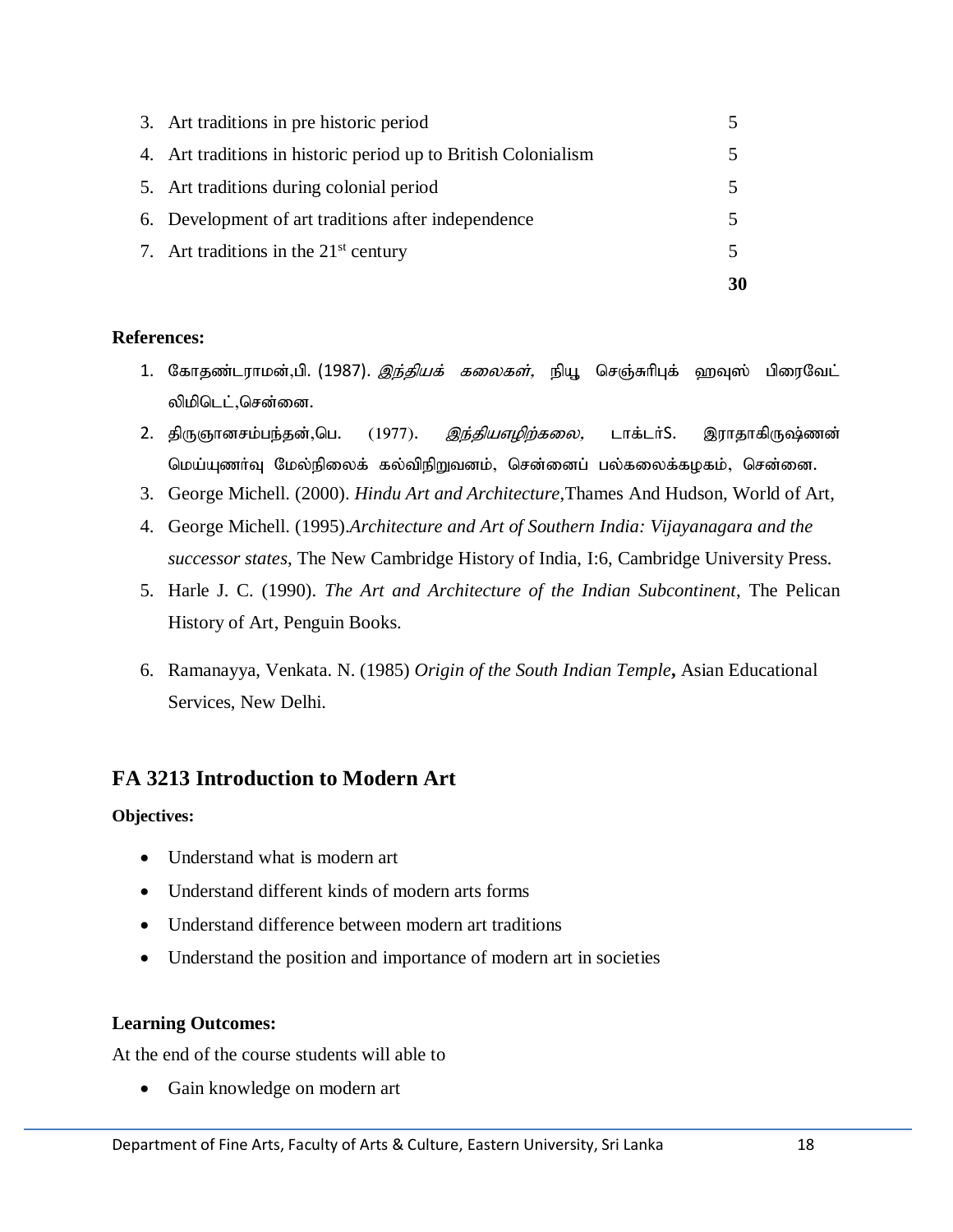| | |
|---|---|
| 3. Art traditions in pre historic period | 5 |
| 4. Art traditions in historic period up to British Colonialism | 5 |
| 5. Art traditions during colonial period | 5 |
| 6. Development of art traditions after independence | 5 |
| 7. Art traditions in the 21st century | 5 |
| | **30** |

**References:**

1. கோதண்டராமன்,பி. (1987). *இந்தியக் கலைகள்*, நியூ செஞ்சுரிபுக் ஹவுஸ் பிரைவேட் லிமிடெட்,சென்னை.
2. திருஞானசம்பந்தன்,பெ. (1977). *இந்தியஎழிற்கலை*, டாக்டர்S. இராதாகிருஷ்ணன் மெய்யுணர்வு மேல்நிலைக் கல்விநிறுவனம், சென்னைப் பல்கலைக்கழகம், சென்னை.
3. George Michell. (2000). *Hindu Art and Architecture*,Thames And Hudson, World of Art,
4. George Michell. (1995).*Architecture and Art of Southern India: Vijayanagara and the successor states*, The New Cambridge History of India, I:6, Cambridge University Press.
5. Harle J. C. (1990). *The Art and Architecture of the Indian Subcontinent*, The Pelican History of Art, Penguin Books.
6. Ramanayya, Venkata. N. (1985) *Origin of the South Indian Temple***,** Asian Educational Services, New Delhi.

## FA 3213 Introduction to Modern Art

**Objectives:**

- Understand what is modern art
- Understand different kinds of modern arts forms
- Understand difference between modern art traditions
- Understand the position and importance of modern art in societies

**Learning Outcomes:**

At the end of the course students will able to

- Gain knowledge on modern art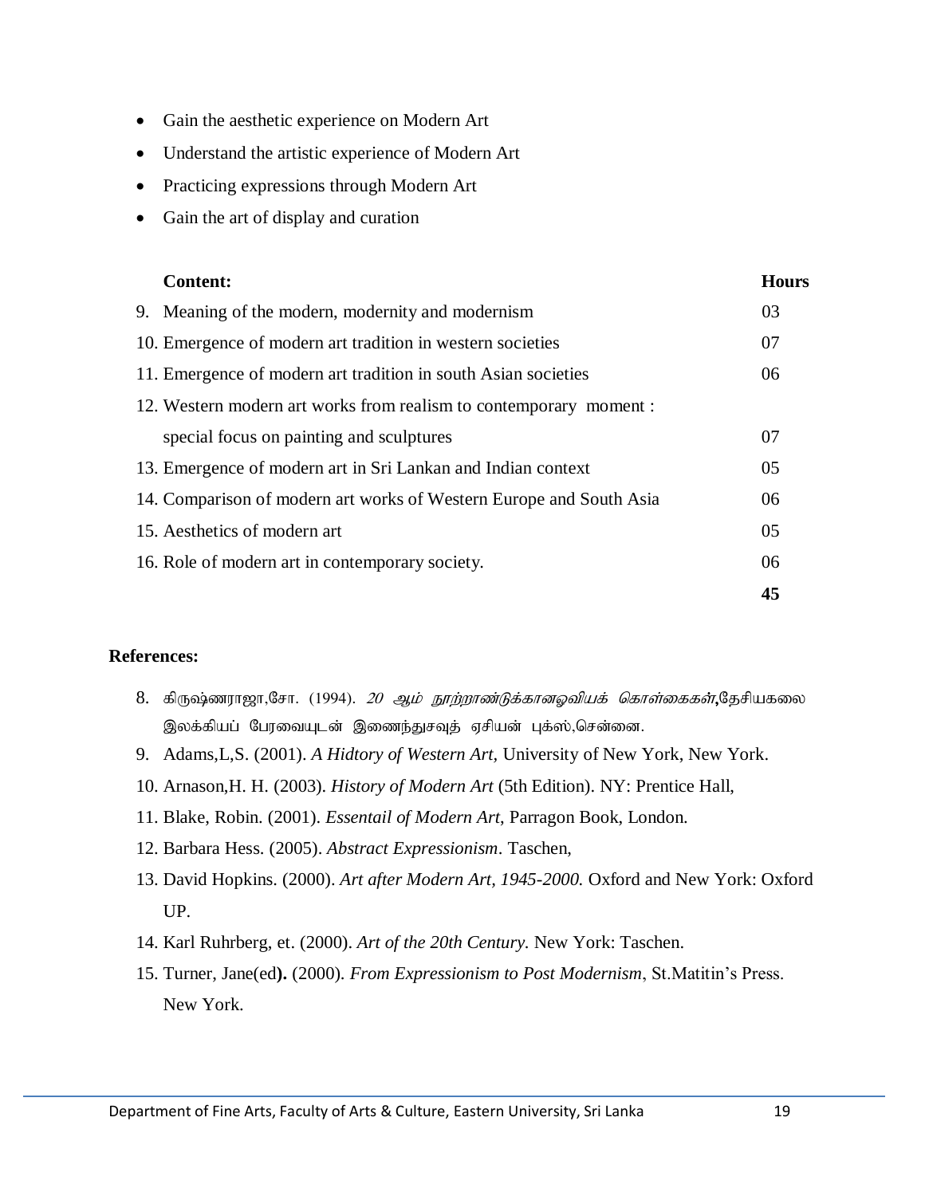- Gain the aesthetic experience on Modern Art
- Understand the artistic experience of Modern Art
- Practicing expressions through Modern Art
- Gain the art of display and curation

| Content: | Hours |
|---|---|
| 9. Meaning of the modern, modernity and modernism | 03 |
| 10. Emergence of modern art tradition in western societies | 07 |
| 11. Emergence of modern art tradition in south Asian societies | 06 |
| 12. Western modern art works from realism to contemporary moment : special focus on painting and sculptures | 07 |
| 13. Emergence of modern art in Sri Lankan and Indian context | 05 |
| 14. Comparison of modern art works of Western Europe and South Asia | 06 |
| 15. Aesthetics of modern art | 05 |
| 16. Role of modern art in contemporary society. | 06 |
| | **45** |

**References:**

8. கிருஷ்ணராஜா,சோ. (1994). *20 ஆம் நூற்றாண்டுக்கானஓவியக் கொள்கைகள்*,தேசியகலை இலக்கியப் பேரவையுடன் இணைந்துசவுத் ஏசியன் புக்ஸ்,சென்னை.
9. Adams,L,S. (2001). *A Hidtory of Western Art*, University of New York, New York.
10. Arnason,H. H. (2003). *History of Modern Art* (5th Edition). NY: Prentice Hall,
11. Blake, Robin. (2001). *Essentail of Modern Art*, Parragon Book, London.
12. Barbara Hess. (2005). *Abstract Expressionism*. Taschen,
13. David Hopkins. (2000). *Art after Modern Art, 1945-2000.* Oxford and New York: Oxford UP.
14. Karl Ruhrberg, et. (2000). *Art of the 20th Century.* New York: Taschen.
15. Turner, Jane(ed**).** (2000). *From Expressionism to Post Modernism*, St.Matitin's Press. New York.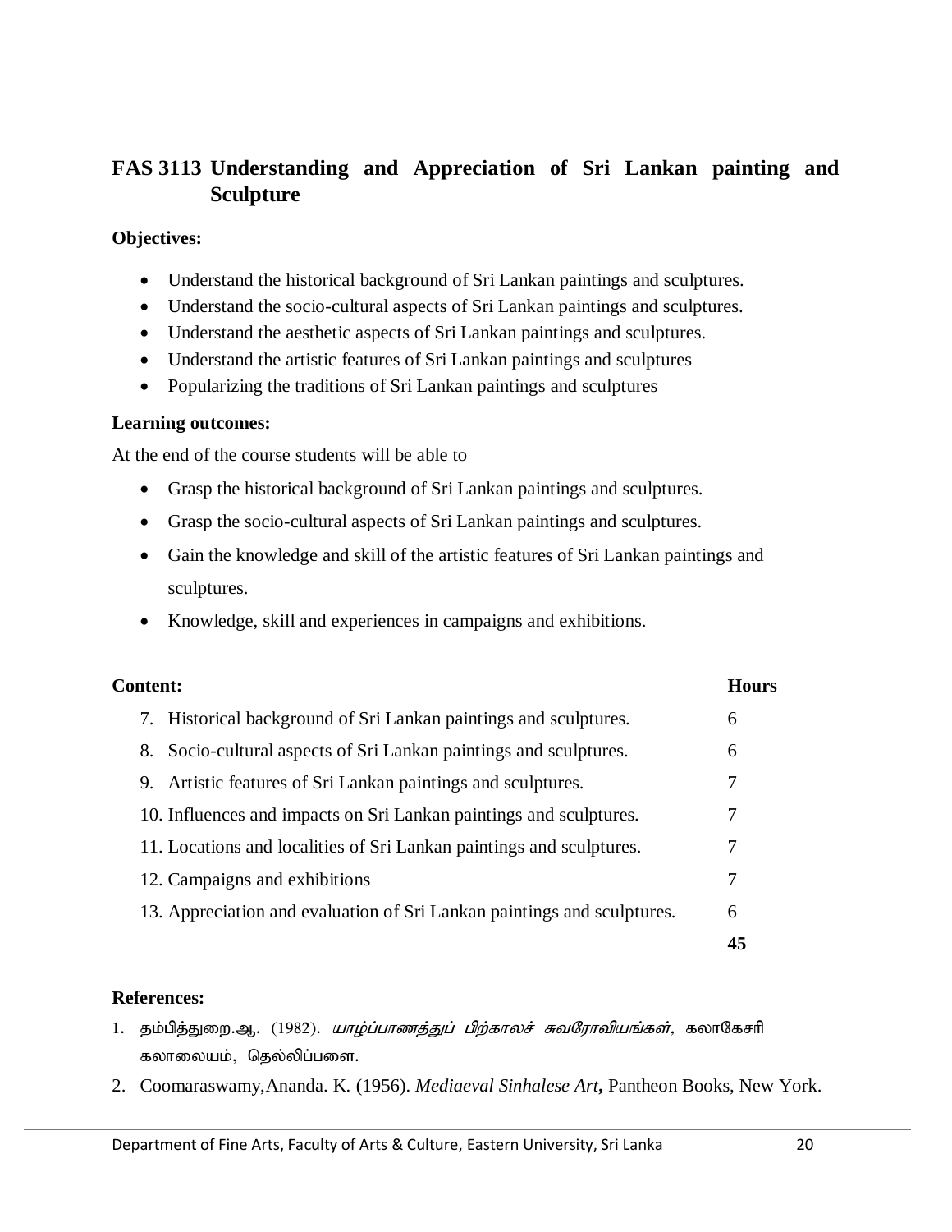## FAS 3113 Understanding and Appreciation of Sri Lankan painting and Sculpture

**Objectives:**

- Understand the historical background of Sri Lankan paintings and sculptures.
- Understand the socio-cultural aspects of Sri Lankan paintings and sculptures.
- Understand the aesthetic aspects of Sri Lankan paintings and sculptures.
- Understand the artistic features of Sri Lankan paintings and sculptures
- Popularizing the traditions of Sri Lankan paintings and sculptures

**Learning outcomes:**

At the end of the course students will be able to

- Grasp the historical background of Sri Lankan paintings and sculptures.
- Grasp the socio-cultural aspects of Sri Lankan paintings and sculptures.
- Gain the knowledge and skill of the artistic features of Sri Lankan paintings and sculptures.
- Knowledge, skill and experiences in campaigns and exhibitions.

| **Content:** | **Hours** |
|---|---|
| 7. Historical background of Sri Lankan paintings and sculptures. | 6 |
| 8. Socio-cultural aspects of Sri Lankan paintings and sculptures. | 6 |
| 9. Artistic features of Sri Lankan paintings and sculptures. | 7 |
| 10. Influences and impacts on Sri Lankan paintings and sculptures. | 7 |
| 11. Locations and localities of Sri Lankan paintings and sculptures. | 7 |
| 12. Campaigns and exhibitions | 7 |
| 13. Appreciation and evaluation of Sri Lankan paintings and sculptures. | 6 |
| | **45** |

**References:**

1. தம்பித்துறை.ஆ. (1982). *யாழ்ப்பாணத்துப் பிற்காலச் சுவரோவியங்கள்*, கலாகேசரி கலாலையம், தெல்லிப்பளை.
2. Coomaraswamy,Ananda. K. (1956). *Mediaeval Sinhalese Art***,** Pantheon Books, New York.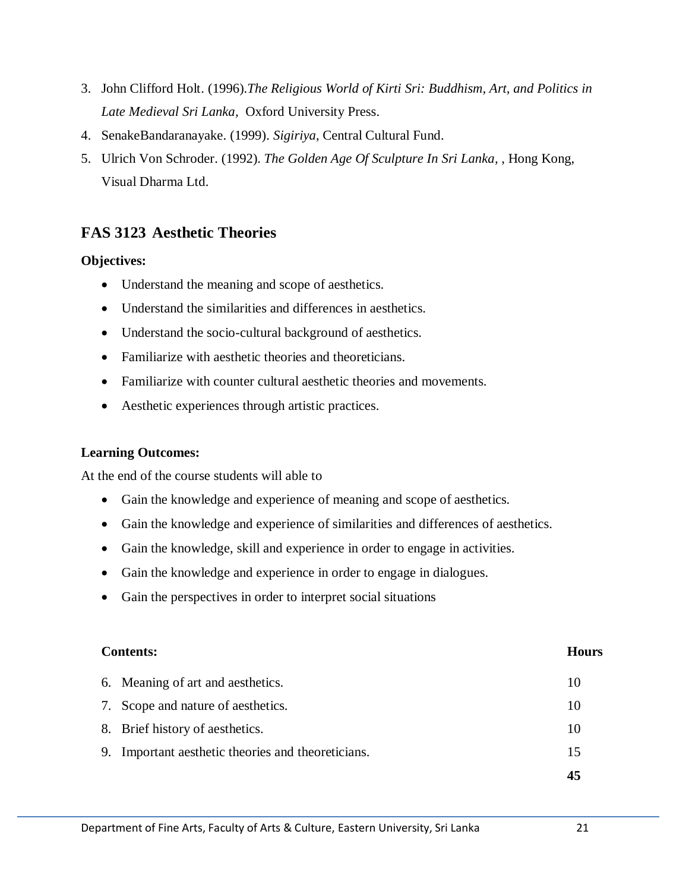3. John Clifford Holt. (1996).*The Religious World of Kirti Sri: Buddhism, Art, and Politics in Late Medieval Sri Lanka*, Oxford University Press.
4. SenakeBandaranayake. (1999). *Sigiriya*, Central Cultural Fund.
5. Ulrich Von Schroder. (1992). *The Golden Age Of Sculpture In Sri Lanka*, , Hong Kong, Visual Dharma Ltd.

## FAS 3123 Aesthetic Theories

**Objectives:**

- Understand the meaning and scope of aesthetics.
- Understand the similarities and differences in aesthetics.
- Understand the socio-cultural background of aesthetics.
- Familiarize with aesthetic theories and theoreticians.
- Familiarize with counter cultural aesthetic theories and movements.
- Aesthetic experiences through artistic practices.

**Learning Outcomes:**

At the end of the course students will able to

- Gain the knowledge and experience of meaning and scope of aesthetics.
- Gain the knowledge and experience of similarities and differences of aesthetics.
- Gain the knowledge, skill and experience in order to engage in activities.
- Gain the knowledge and experience in order to engage in dialogues.
- Gain the perspectives in order to interpret social situations

| **Contents:** | **Hours** |
|---|---|
| 6. Meaning of art and aesthetics. | 10 |
| 7. Scope and nature of aesthetics. | 10 |
| 8. Brief history of aesthetics. | 10 |
| 9. Important aesthetic theories and theoreticians. | 15 |
| | **45** |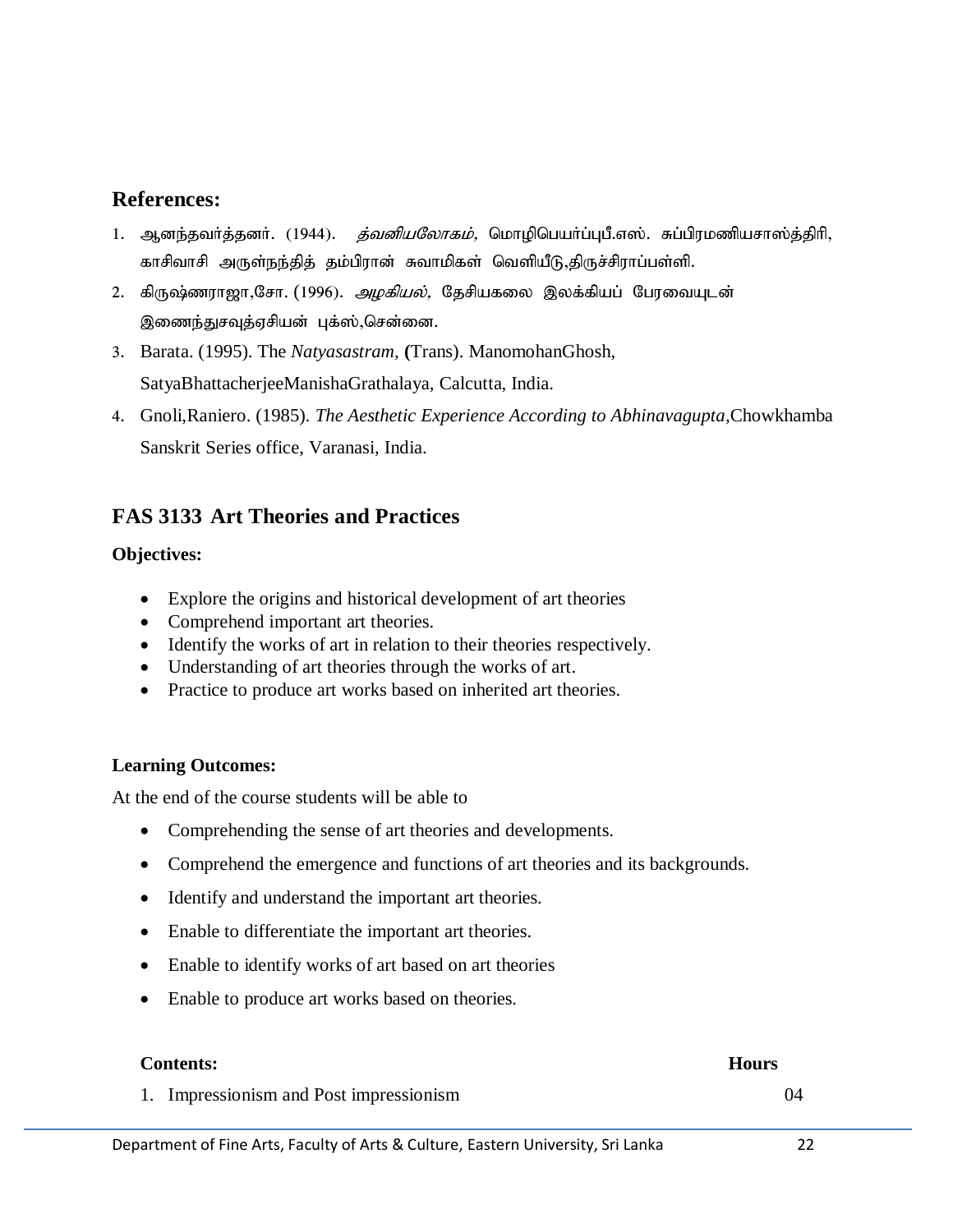## References:

1. ஆனந்தவர்த்தனர். (1944). *த்வனியலோகம்*, மொழிபெயர்ப்புபீ.எஸ். சுப்பிரமணியசாஸ்த்திரி, காசிவாசி அருள்நந்தித் தம்பிரான் சுவாமிகள் வெளியீடு,திருச்சிராப்பள்ளி.
2. கிருஷ்ணராஜா,சோ. (1996). *அழகியல்*, தேசியகலை இலக்கியப் பேரவையுடன் இணைந்துசவுத்ஏசியன் புக்ஸ்,சென்னை.
3. Barata. (1995). The *Natyasastram,* **(**Trans). ManomohanGhosh, SatyaBhattacherjeeManishaGrathalaya, Calcutta, India.
4. Gnoli,Raniero. (1985). *The Aesthetic Experience According to Abhinavagupta*,Chowkhamba Sanskrit Series office, Varanasi, India.

## FAS 3133 Art Theories and Practices

**Objectives:**

- Explore the origins and historical development of art theories
- Comprehend important art theories.
- Identify the works of art in relation to their theories respectively.
- Understanding of art theories through the works of art.
- Practice to produce art works based on inherited art theories.

**Learning Outcomes:**

At the end of the course students will be able to

- Comprehending the sense of art theories and developments.
- Comprehend the emergence and functions of art theories and its backgrounds.
- Identify and understand the important art theories.
- Enable to differentiate the important art theories.
- Enable to identify works of art based on art theories
- Enable to produce art works based on theories.

| **Contents:** | **Hours** |
|---|---|
| 1. Impressionism and Post impressionism | 04 |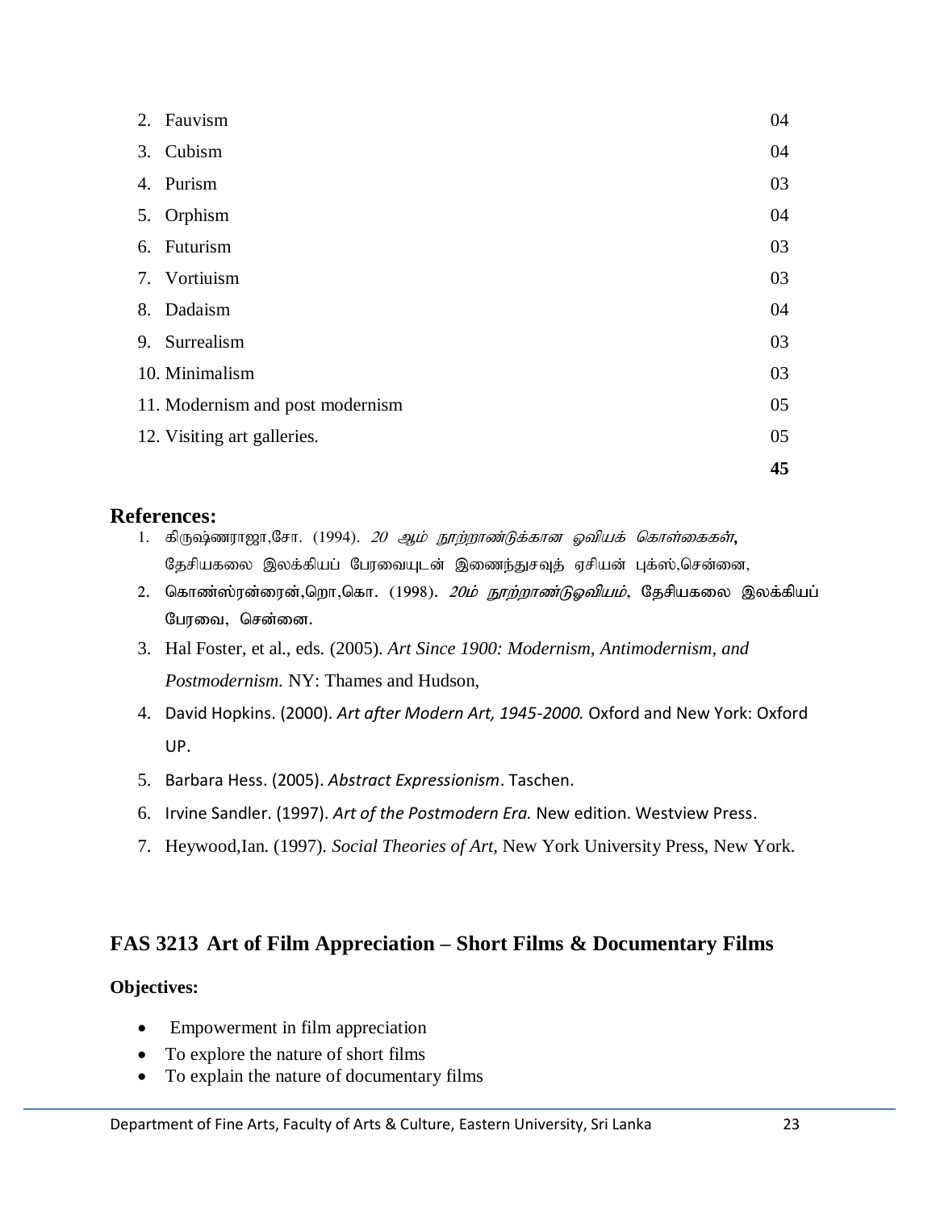| | |
|---|---|
| 2. Fauvism | 04 |
| 3. Cubism | 04 |
| 4. Purism | 03 |
| 5. Orphism | 04 |
| 6. Futurism | 03 |
| 7. Vortiuism | 03 |
| 8. Dadaism | 04 |
| 9. Surrealism | 03 |
| 10. Minimalism | 03 |
| 11. Modernism and post modernism | 05 |
| 12. Visiting art galleries. | 05 |
| | **45** |

## References:

1. கிருஷ்ணராஜா,சோ. (1994). *20 ஆம் நூற்றாண்டுக்கான ஓவியக் கொள்கைகள்,* தேசியகலை இலக்கியப் பேரவையுடன் இணைந்துசவுத் ஏசியன் புக்ஸ்,சென்னை,
2. கொண்ஸ்ரன்ரைன்,றொ,கொ. (1998). *20ம் நூற்றாண்டுஓவியம்,* தேசியகலை இலக்கியப் பேரவை, சென்னை.
3. Hal Foster, et al., eds. (2005). *Art Since 1900: Modernism, Antimodernism, and Postmodernism.* NY: Thames and Hudson,
4. David Hopkins. (2000). *Art after Modern Art, 1945-2000.* Oxford and New York: Oxford UP.
5. Barbara Hess. (2005). *Abstract Expressionism*. Taschen.
6. Irvine Sandler. (1997). *Art of the Postmodern Era.* New edition. Westview Press.
7. Heywood,Ian. (1997). *Social Theories of Art,* New York University Press, New York.

## FAS 3213 Art of Film Appreciation – Short Films & Documentary Films

**Objectives:**

- Empowerment in film appreciation
- To explore the nature of short films
- To explain the nature of documentary films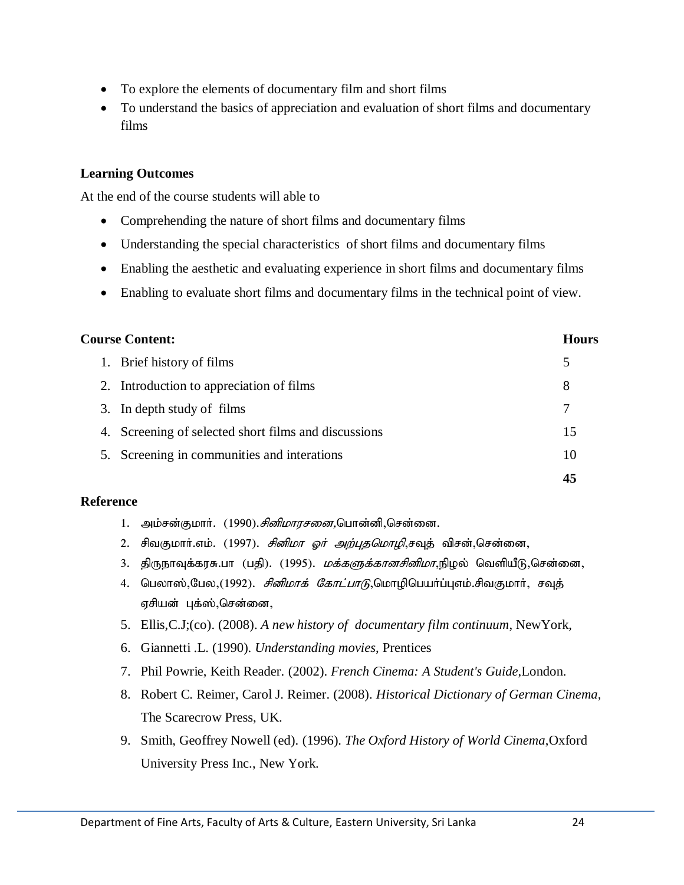- To explore the elements of documentary film and short films
- To understand the basics of appreciation and evaluation of short films and documentary films

**Learning Outcomes**

At the end of the course students will able to

- Comprehending the nature of short films and documentary films
- Understanding the special characteristics of short films and documentary films
- Enabling the aesthetic and evaluating experience in short films and documentary films
- Enabling to evaluate short films and documentary films in the technical point of view.

| **Course Content:** | **Hours** |
|---|---|
| 1. Brief history of films | 5 |
| 2. Introduction to appreciation of films | 8 |
| 3. In depth study of films | 7 |
| 4. Screening of selected short films and discussions | 15 |
| 5. Screening in communities and interations | 10 |
| | **45** |

**Reference**

1. அம்சன்குமார். (1990). *சினிமாரசனை*,பொன்னி,சென்னை.
2. சிவகுமார்.எம். (1997). *சினிமா ஓர் அற்புதமொழி*,சவுத் விசன்,சென்னை,
3. திருநாவுக்கரசு.பா (பதி). (1995). *மக்களுக்கானசினிமா*,நிழல் வெளியீடு,சென்னை,
4. பெலாஸ்,பேல,(1992). *சினிமாக் கோட்பாடு*,மொழிபெயர்ப்புஎம்.சிவகுமார், சவுத் ஏசியன் புக்ஸ்,சென்னை,
5. Ellis,C.J;(co). (2008). *A new history of documentary film continuum*, NewYork,
6. Giannetti .L. (1990). *Understanding movies*, Prentices
7. Phil Powrie, Keith Reader. (2002). *French Cinema: A Student's Guide*,London.
8. Robert C. Reimer, Carol J. Reimer. (2008). *Historical Dictionary of German Cinema*, The Scarecrow Press, UK.
9. Smith, Geoffrey Nowell (ed). (1996). *The Oxford History of World Cinema*,Oxford University Press Inc., New York.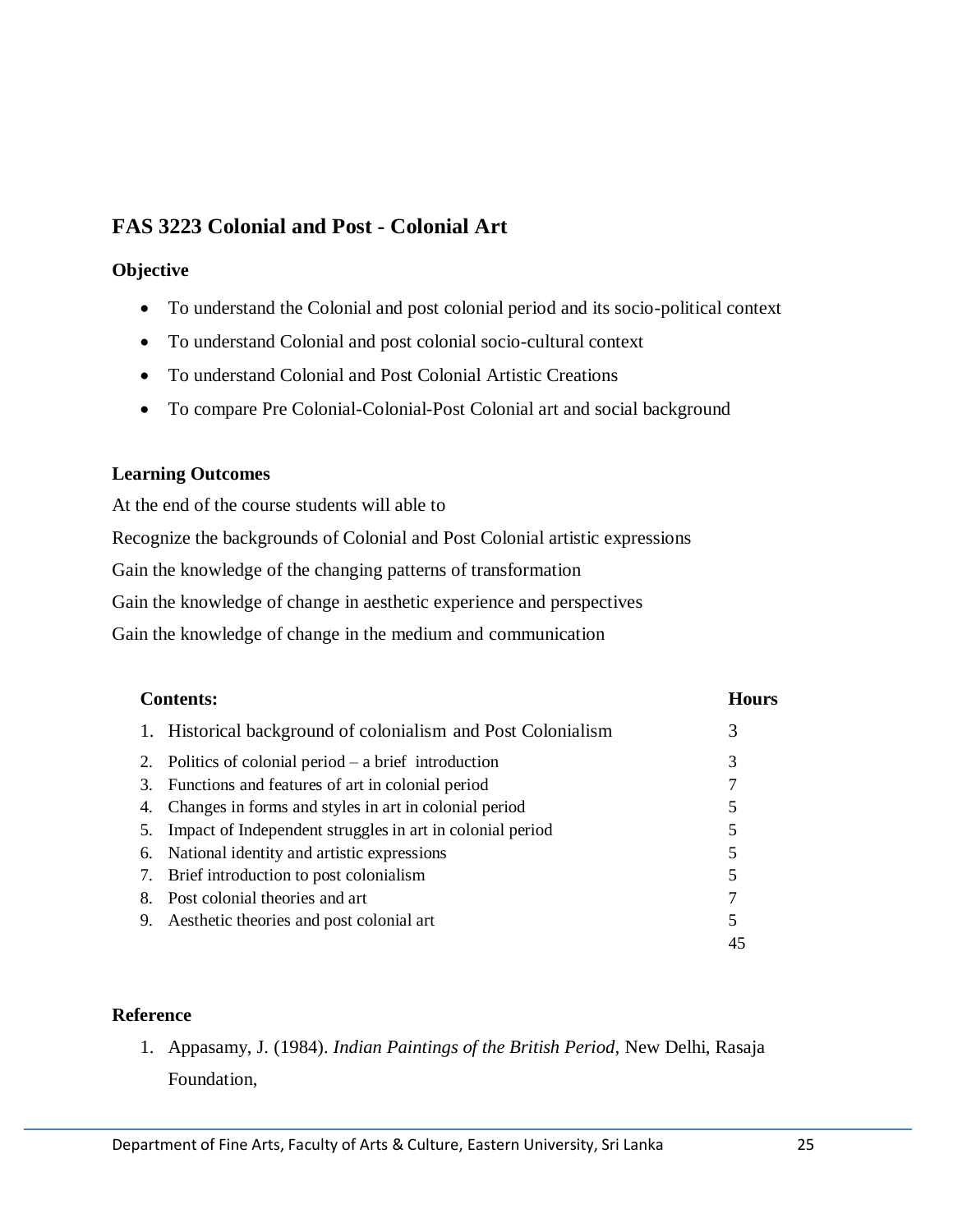## FAS 3223 Colonial and Post - Colonial Art

### Objective

- To understand the Colonial and post colonial period and its socio-political context
- To understand Colonial and post colonial socio-cultural context
- To understand Colonial and Post Colonial Artistic Creations
- To compare Pre Colonial-Colonial-Post Colonial art and social background

### Learning Outcomes

At the end of the course students will able to

Recognize the backgrounds of Colonial and Post Colonial artistic expressions

Gain the knowledge of the changing patterns of transformation

Gain the knowledge of change in aesthetic experience and perspectives

Gain the knowledge of change in the medium and communication

| Contents: | Hours |
|---|---|
| 1. Historical background of colonialism and Post Colonialism | 3 |
| 2. Politics of colonial period – a brief introduction | 3 |
| 3. Functions and features of art in colonial period | 7 |
| 4. Changes in forms and styles in art in colonial period | 5 |
| 5. Impact of Independent struggles in art in colonial period | 5 |
| 6. National identity and artistic expressions | 5 |
| 7. Brief introduction to post colonialism | 5 |
| 8. Post colonial theories and art | 7 |
| 9. Aesthetic theories and post colonial art | 5 |
| | 45 |

### Reference

1. Appasamy, J. (1984). *Indian Paintings of the British Period,* New Delhi, Rasaja Foundation,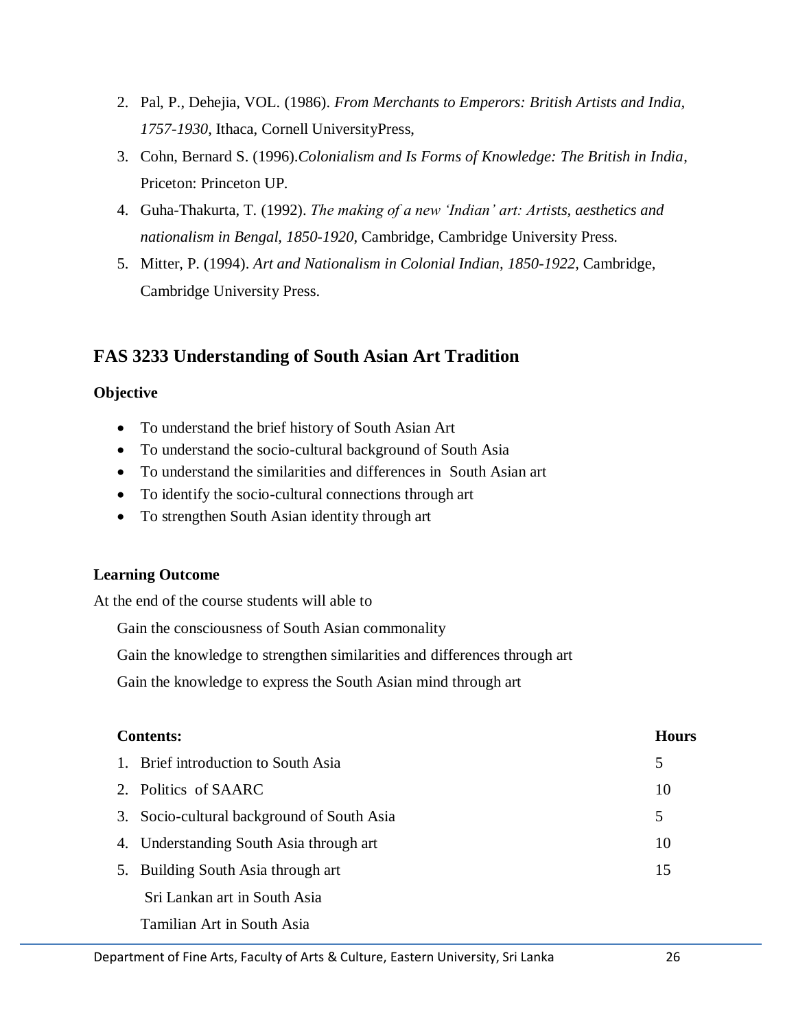2. Pal, P., Dehejia, VOL. (1986). *From Merchants to Emperors: British Artists and India, 1757-1930*, Ithaca, Cornell UniversityPress,
3. Cohn, Bernard S. (1996).*Colonialism and Is Forms of Knowledge: The British in India*, Priceton: Princeton UP.
4. Guha-Thakurta, T. (1992). *The making of a new 'Indian' art: Artists, aesthetics and nationalism in Bengal, 1850-1920*, Cambridge, Cambridge University Press.
5. Mitter, P. (1994). *Art and Nationalism in Colonial Indian, 1850-1922*, Cambridge, Cambridge University Press.

## FAS 3233 Understanding of South Asian Art Tradition

**Objective**

- To understand the brief history of South Asian Art
- To understand the socio-cultural background of South Asia
- To understand the similarities and differences in South Asian art
- To identify the socio-cultural connections through art
- To strengthen South Asian identity through art

**Learning Outcome**

At the end of the course students will able to

Gain the consciousness of South Asian commonality

Gain the knowledge to strengthen similarities and differences through art

Gain the knowledge to express the South Asian mind through art

| **Contents:** | **Hours** |
|---|---|
| 1. Brief introduction to South Asia | 5 |
| 2. Politics of SAARC | 10 |
| 3. Socio-cultural background of South Asia | 5 |
| 4. Understanding South Asia through art | 10 |
| 5. Building South Asia through art | 15 |
| Sri Lankan art in South Asia | |
| Tamilian Art in South Asia | |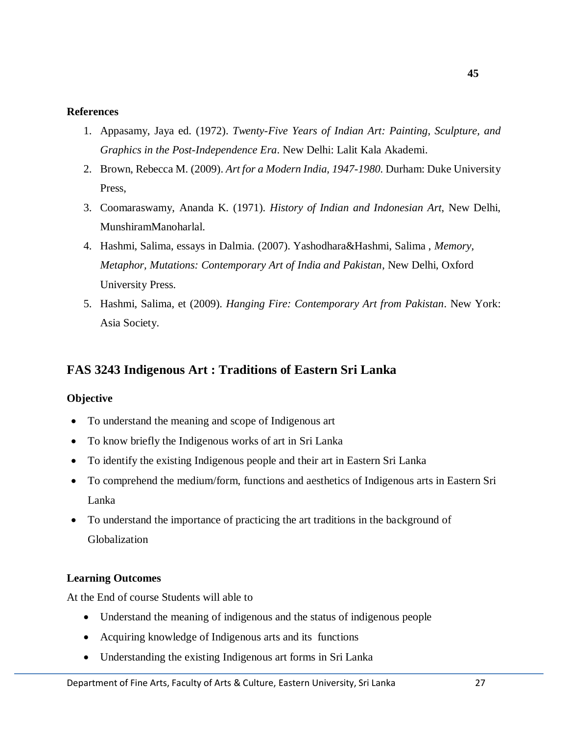**References**

1. Appasamy, Jaya ed. (1972). *Twenty-Five Years of Indian Art: Painting, Sculpture, and Graphics in the Post-Independence Era*. New Delhi: Lalit Kala Akademi.
2. Brown, Rebecca M. (2009). *Art for a Modern India, 1947-1980*. Durham: Duke University Press,
3. Coomaraswamy, Ananda K. (1971). *History of Indian and Indonesian Art*, New Delhi, MunshiramManoharlal.
4. Hashmi, Salima, essays in Dalmia. (2007). Yashodhara&Hashmi, Salima , *Memory, Metaphor, Mutations: Contemporary Art of India and Pakistan*, New Delhi, Oxford University Press.
5. Hashmi, Salima, et (2009). *Hanging Fire: Contemporary Art from Pakistan*. New York: Asia Society.

## FAS 3243 Indigenous Art : Traditions of Eastern Sri Lanka

**Objective**

- To understand the meaning and scope of Indigenous art
- To know briefly the Indigenous works of art in Sri Lanka
- To identify the existing Indigenous people and their art in Eastern Sri Lanka
- To comprehend the medium/form, functions and aesthetics of Indigenous arts in Eastern Sri Lanka
- To understand the importance of practicing the art traditions in the background of Globalization

**Learning Outcomes**

At the End of course Students will able to

- Understand the meaning of indigenous and the status of indigenous people
- Acquiring knowledge of Indigenous arts and its functions
- Understanding the existing Indigenous art forms in Sri Lanka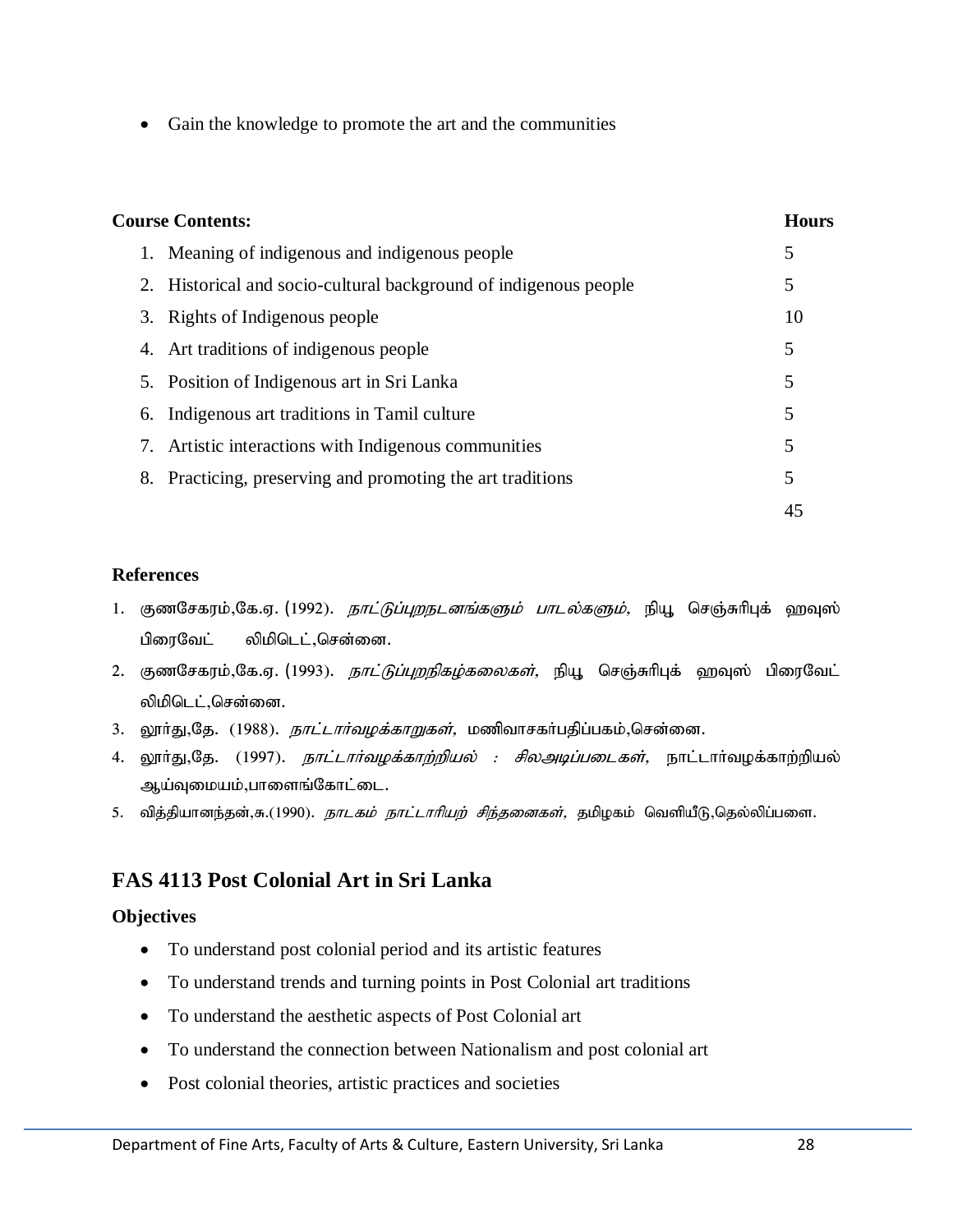- Gain the knowledge to promote the art and the communities

| Course Contents: | Hours |
|---|---|
| 1. Meaning of indigenous and indigenous people | 5 |
| 2. Historical and socio-cultural background of indigenous people | 5 |
| 3. Rights of Indigenous people | 10 |
| 4. Art traditions of indigenous people | 5 |
| 5. Position of Indigenous art in Sri Lanka | 5 |
| 6. Indigenous art traditions in Tamil culture | 5 |
| 7. Artistic interactions with Indigenous communities | 5 |
| 8. Practicing, preserving and promoting the art traditions | 5 |
| | 45 |

**References**

1. குணசேகரம்,கே.ஏ. (1992). *நாட்டுப்புறநடனங்களும் பாடல்களும்,* நியூ செஞ்சுரிபுக் ஹவுஸ் பிரைவேட் லிமிடெட்,சென்னை.
2. குணசேகரம்,கே.ஏ. (1993). *நாட்டுப்புறநிகழ்கலைகள்,* நியூ செஞ்சுரிபுக் ஹவுஸ் பிரைவேட் லிமிடெட்,சென்னை.
3. லூர்து,தே. (1988). *நாட்டார்வழக்காறுகள்,* மணிவாசகர்பதிப்பகம்,சென்னை.
4. லூர்து,தே. (1997). *நாட்டார்வழக்காற்றியல் : சிலஅடிப்படைகள்,* நாட்டார்வழக்காற்றியல் ஆய்வுமையம்,பாளைங்கோட்டை.
5. வித்தியானந்தன்,சு.(1990). *நாடகம் நாட்டாரியற் சிந்தனைகள்,* தமிழகம் வெளியீடு,தெல்லிப்பளை.

## FAS 4113 Post Colonial Art in Sri Lanka

### Objectives

- To understand post colonial period and its artistic features
- To understand trends and turning points in Post Colonial art traditions
- To understand the aesthetic aspects of Post Colonial art
- To understand the connection between Nationalism and post colonial art
- Post colonial theories, artistic practices and societies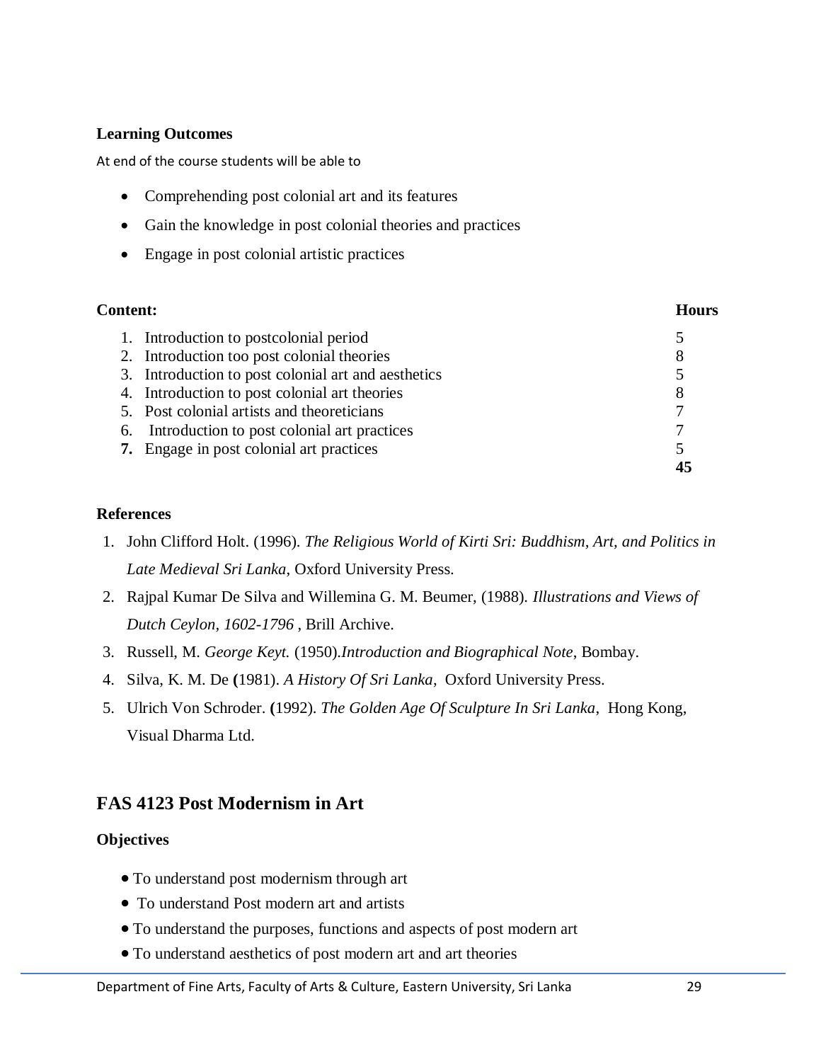**Learning Outcomes**

At end of the course students will be able to

- Comprehending post colonial art and its features
- Gain the knowledge in post colonial theories and practices
- Engage in post colonial artistic practices

| **Content:** | **Hours** |
|---|---|
| 1. Introduction to postcolonial period | 5 |
| 2. Introduction too post colonial theories | 8 |
| 3. Introduction to post colonial art and aesthetics | 5 |
| 4. Introduction to post colonial art theories | 8 |
| 5. Post colonial artists and theoreticians | 7 |
| 6. Introduction to post colonial art practices | 7 |
| **7.** Engage in post colonial art practices | 5 |
| | **45** |

**References**

1. John Clifford Holt. (1996). *The Religious World of Kirti Sri: Buddhism, Art, and Politics in Late Medieval Sri Lanka*, Oxford University Press.
2. Rajpal Kumar De Silva and Willemina G. M. Beumer, (1988). *Illustrations and Views of Dutch Ceylon, 1602-1796* , Brill Archive.
3. Russell, M. *George Keyt.* (1950).*Introduction and Biographical Note*, Bombay.
4. Silva, K. M. De **(**1981). *A History Of Sri Lanka*, Oxford University Press.
5. Ulrich Von Schroder. **(**1992). *The Golden Age Of Sculpture In Sri Lanka*, Hong Kong, Visual Dharma Ltd.

## FAS 4123 Post Modernism in Art

**Objectives**

- To understand post modernism through art
- To understand Post modern art and artists
- To understand the purposes, functions and aspects of post modern art
- To understand aesthetics of post modern art and art theories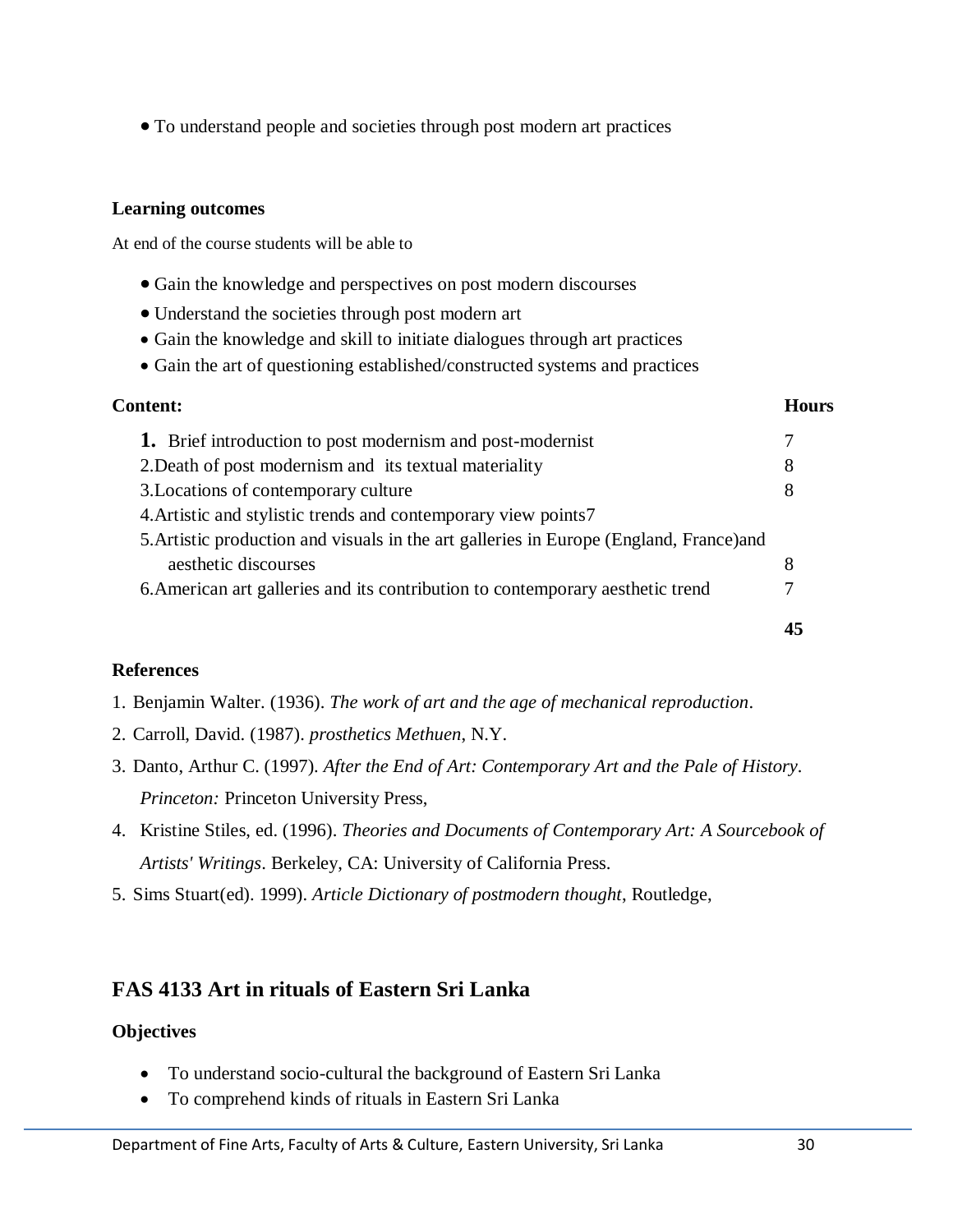- To understand people and societies through post modern art practices

**Learning outcomes**

At end of the course students will be able to

- Gain the knowledge and perspectives on post modern discourses
- Understand the societies through post modern art
- Gain the knowledge and skill to initiate dialogues through art practices
- Gain the art of questioning established/constructed systems and practices

| **Content:** | **Hours** |
|---|---|
| **1.** Brief introduction to post modernism and post-modernist | 7 |
| 2.Death of post modernism and its textual materiality | 8 |
| 3.Locations of contemporary culture | 8 |
| 4.Artistic and stylistic trends and contemporary view points7 | |
| 5.Artistic production and visuals in the art galleries in Europe (England, France)and aesthetic discourses | 8 |
| 6.American art galleries and its contribution to contemporary aesthetic trend | 7 |
| | **45** |

**References**

1. Benjamin Walter. (1936). *The work of art and the age of mechanical reproduction*.
2. Carroll, David. (1987). *prosthetics Methuen*, N.Y.
3. Danto, Arthur C. (1997). *After the End of Art: Contemporary Art and the Pale of History*. *Princeton:* Princeton University Press,
4. Kristine Stiles, ed. (1996). *Theories and Documents of Contemporary Art: A Sourcebook of Artists' Writings*. Berkeley, CA: University of California Press.
5. Sims Stuart(ed). 1999). *Article Dictionary of postmodern thought*, Routledge,

## FAS 4133 Art in rituals of Eastern Sri Lanka

**Objectives**

- To understand socio-cultural the background of Eastern Sri Lanka
- To comprehend kinds of rituals in Eastern Sri Lanka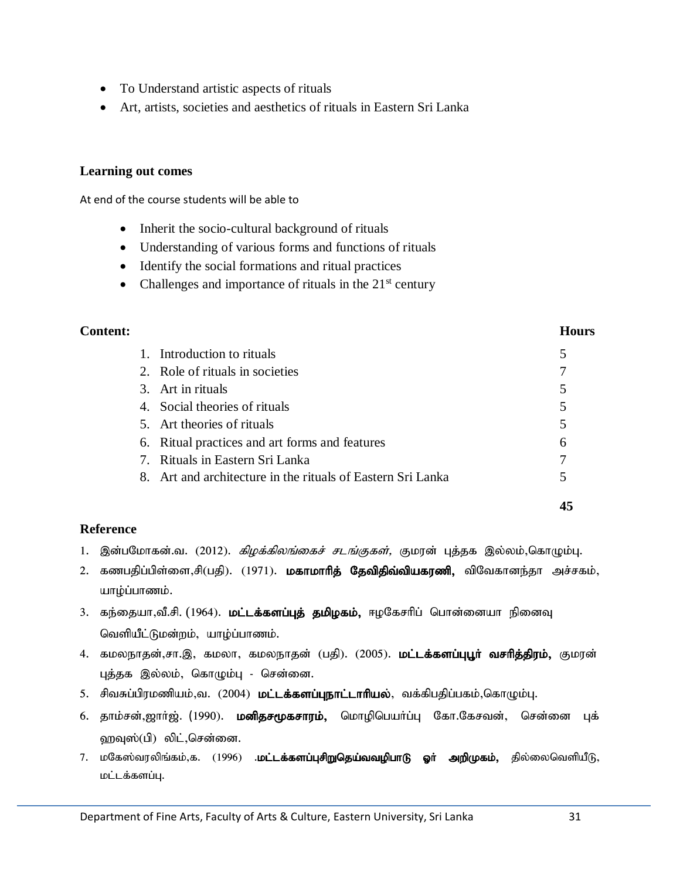- To Understand artistic aspects of rituals
- Art, artists, societies and aesthetics of rituals in Eastern Sri Lanka

### Learning out comes

At end of the course students will be able to

- Inherit the socio-cultural background of rituals
- Understanding of various forms and functions of rituals
- Identify the social formations and ritual practices
- Challenges and importance of rituals in the 21st century

### Content:

| Content | Hours |
|---|---|
| 1. Introduction to rituals | 5 |
| 2. Role of rituals in societies | 7 |
| 3. Art in rituals | 5 |
| 4. Social theories of rituals | 5 |
| 5. Art theories of rituals | 5 |
| 6. Ritual practices and art forms and features | 6 |
| 7. Rituals in Eastern Sri Lanka | 7 |
| 8. Art and architecture in the rituals of Eastern Sri Lanka | 5 |
| | **45** |

### Reference

1. இன்பமோகன்.வ. (2012). *கிழக்கிலங்கைச் சடங்குகள்,* குமரன் புத்தக இல்லம்,கொழும்பு.
2. கணபதிப்பிள்ளை,சி(பதி). (1971). **மகாமாரித் தேவிதிவ்வியகரணி,** விவேகானந்தா அச்சகம், யாழ்ப்பாணம்.
3. கந்தையா,வீ.சி. (1964). **மட்டக்களப்புத் தமிழகம்,** ஈழகேசரிப் பொன்னையா நினைவு வெளியீட்டுமன்றம், யாழ்ப்பாணம்.
4. கமலநாதன்,சா.இ, கமலா, கமலநாதன் (பதி). (2005). **மட்டக்களப்புபூர் வசரித்திரம்,** குமரன் புத்தக இல்லம், கொழும்பு - சென்னை.
5. சிவசுப்பிரமணியம்,வ. (2004) **மட்டக்களப்புநாட்டாரியல்**, வக்கிபதிப்பகம்,கொழும்பு.
6. தாம்சன்,ஜார்ஜ். (1990). **மனிதசமூகசாரம்,** மொழிபெயர்ப்பு கோ.கேசவன், சென்னை புக் ஹவுஸ்(பி) லிட்,சென்னை.
7. மகேஸ்வரலிங்கம்,க. (1996) .**மட்டக்களப்புசிறுதெய்வவழிபாடு ஓர் அறிமுகம்,** தில்லைவெளியீடு, மட்டக்களப்பு.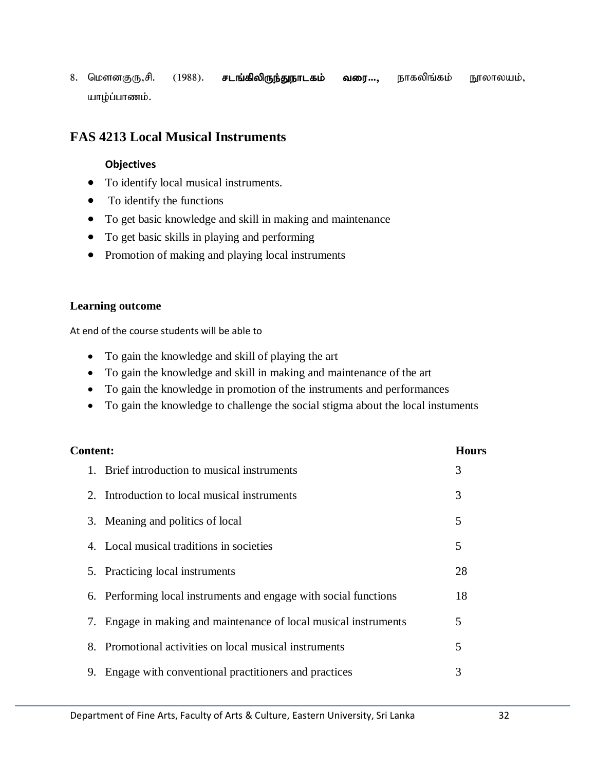8. மௌனகுரு,சி. (1988). **சடங்கிலிருந்துநாடகம் வரை...,** நாகலிங்கம் நூலாலயம், யாழ்ப்பாணம்.

## FAS 4213 Local Musical Instruments

**Objectives**

- To identify local musical instruments.
- To identify the functions
- To get basic knowledge and skill in making and maintenance
- To get basic skills in playing and performing
- Promotion of making and playing local instruments

**Learning outcome**

At end of the course students will be able to

- To gain the knowledge and skill of playing the art
- To gain the knowledge and skill in making and maintenance of the art
- To gain the knowledge in promotion of the instruments and performances
- To gain the knowledge to challenge the social stigma about the local instuments

| Content: | Hours |
|---|---|
| 1. Brief introduction to musical instruments | 3 |
| 2. Introduction to local musical instruments | 3 |
| 3. Meaning and politics of local | 5 |
| 4. Local musical traditions in societies | 5 |
| 5. Practicing local instruments | 28 |
| 6. Performing local instruments and engage with social functions | 18 |
| 7. Engage in making and maintenance of local musical instruments | 5 |
| 8. Promotional activities on local musical instruments | 5 |
| 9. Engage with conventional practitioners and practices | 3 |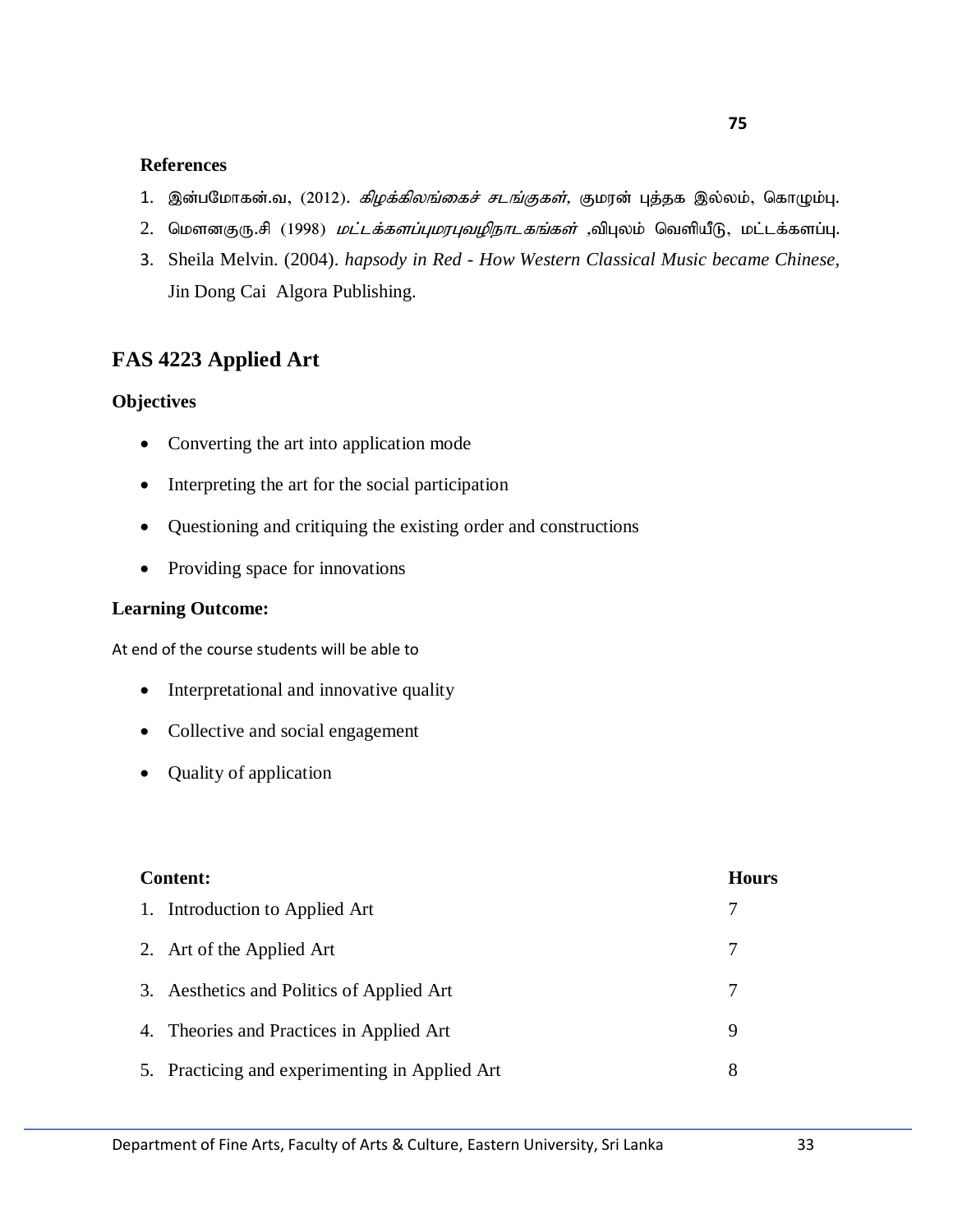**References**

1. இன்பமோகன்.வ, (2012). *கிழக்கிலங்கைச் சடங்குகள்*, குமரன் புத்தக இல்லம், கொழும்பு.
2. மௌனகுரு.சி (1998) *மட்டக்களப்புமரபுவழிநாடகங்கள்* ,விபுலம் வெளியீடு, மட்டக்களப்பு.
3. Sheila Melvin. (2004). *hapsody in Red - How Western Classical Music became Chinese*, Jin Dong Cai Algora Publishing.

## FAS 4223 Applied Art

**Objectives**

- Converting the art into application mode
- Interpreting the art for the social participation
- Questioning and critiquing the existing order and constructions
- Providing space for innovations

**Learning Outcome:**

At end of the course students will be able to

- Interpretational and innovative quality
- Collective and social engagement
- Quality of application

| **Content:** | **Hours** |
|---|---|
| 1. Introduction to Applied Art | 7 |
| 2. Art of the Applied Art | 7 |
| 3. Aesthetics and Politics of Applied Art | 7 |
| 4. Theories and Practices in Applied Art | 9 |
| 5. Practicing and experimenting in Applied Art | 8 |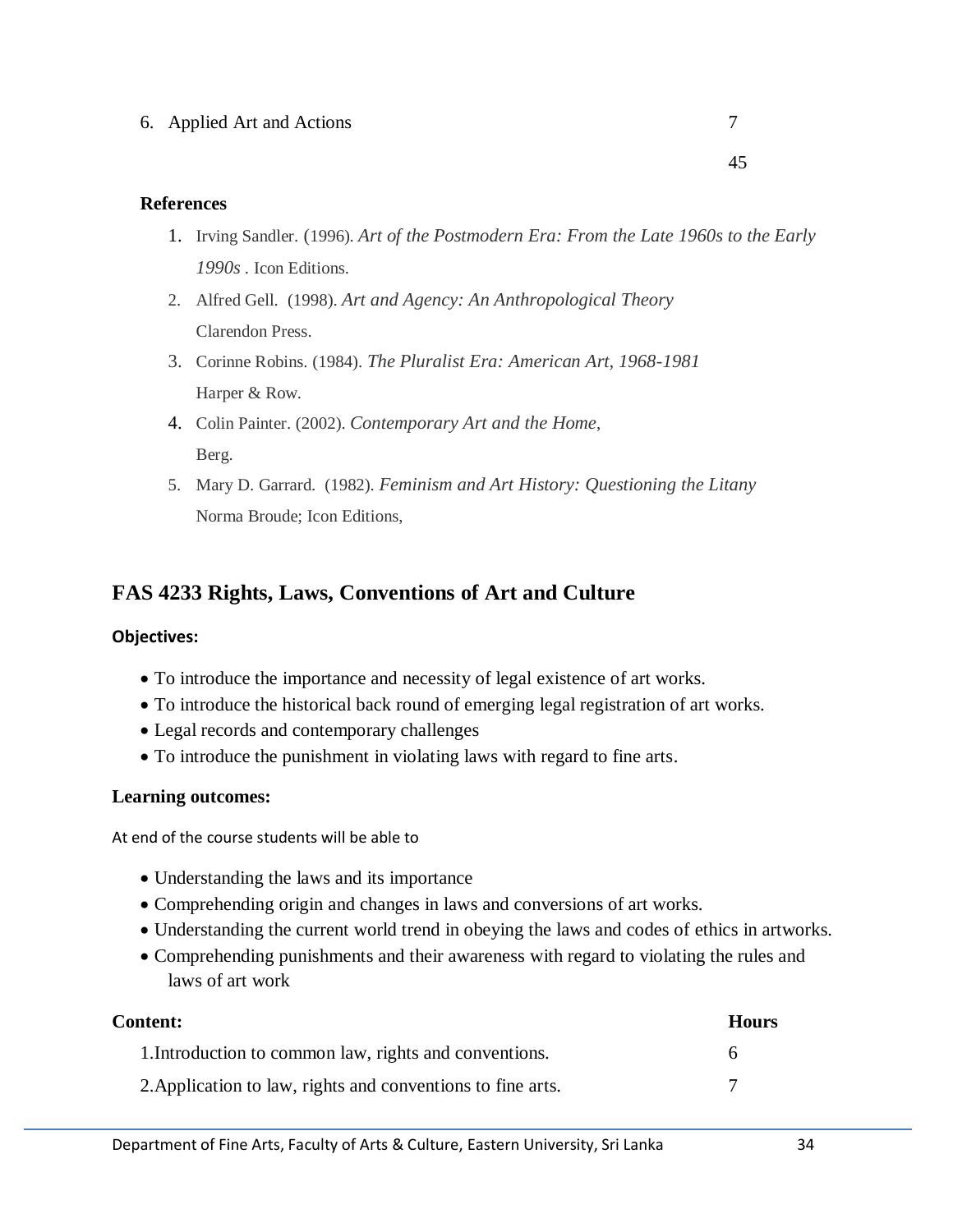| | |
|---|---|
| 6. Applied Art and Actions | 7 |
| | 45 |

**References**

1. Irving Sandler. (1996). *Art of the Postmodern Era: From the Late 1960s to the Early 1990s* . Icon Editions.
2. Alfred Gell. (1998). *Art and Agency: An Anthropological Theory* Clarendon Press.
3. Corinne Robins. (1984). *The Pluralist Era: American Art, 1968-1981* Harper & Row.
4. Colin Painter. (2002). *Contemporary Art and the Home,* Berg.
5. Mary D. Garrard. (1982). *Feminism and Art History: Questioning the Litany* Norma Broude; Icon Editions,

## FAS 4233 Rights, Laws, Conventions of Art and Culture

**Objectives:**

- To introduce the importance and necessity of legal existence of art works.
- To introduce the historical back round of emerging legal registration of art works.
- Legal records and contemporary challenges
- To introduce the punishment in violating laws with regard to fine arts.

**Learning outcomes:**

At end of the course students will be able to

- Understanding the laws and its importance
- Comprehending origin and changes in laws and conversions of art works.
- Understanding the current world trend in obeying the laws and codes of ethics in artworks.
- Comprehending punishments and their awareness with regard to violating the rules and laws of art work

| **Content:** | **Hours** |
|---|---|
| 1.Introduction to common law, rights and conventions. | 6 |
| 2.Application to law, rights and conventions to fine arts. | 7 |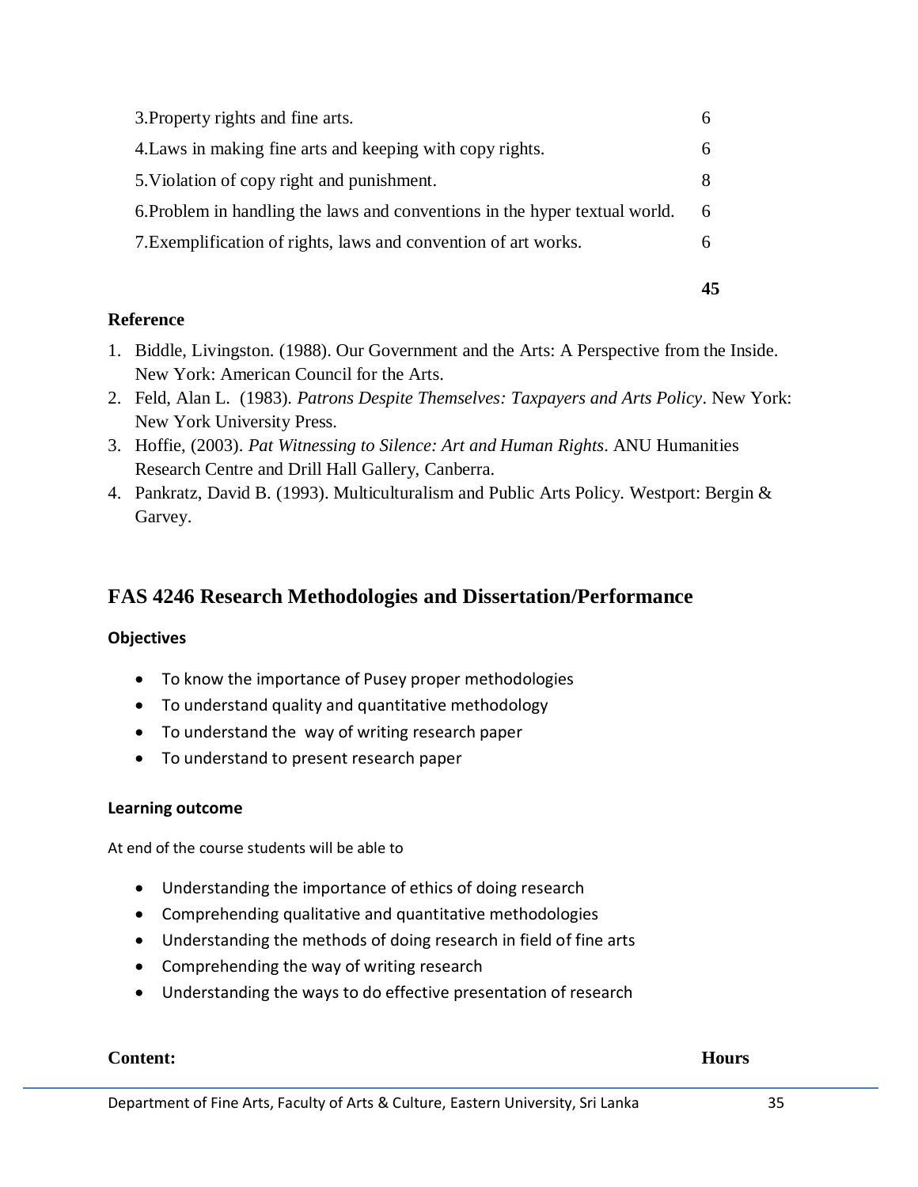| | |
|---|---|
| 3.Property rights and fine arts. | 6 |
| 4.Laws in making fine arts and keeping with copy rights. | 6 |
| 5.Violation of copy right and punishment. | 8 |
| 6.Problem in handling the laws and conventions in the hyper textual world. | 6 |
| 7.Exemplification of rights, laws and convention of art works. | 6 |
| | **45** |

**Reference**

1. Biddle, Livingston. (1988). Our Government and the Arts: A Perspective from the Inside. New York: American Council for the Arts.
2. Feld, Alan L. (1983). *Patrons Despite Themselves: Taxpayers and Arts Policy*. New York: New York University Press.
3. Hoffie, (2003). *Pat Witnessing to Silence: Art and Human Rights*. ANU Humanities Research Centre and Drill Hall Gallery, Canberra.
4. Pankratz, David B. (1993). Multiculturalism and Public Arts Policy. Westport: Bergin & Garvey.

## FAS 4246 Research Methodologies and Dissertation/Performance

**Objectives**

- To know the importance of Pusey proper methodologies
- To understand quality and quantitative methodology
- To understand the way of writing research paper
- To understand to present research paper

**Learning outcome**

At end of the course students will be able to

- Understanding the importance of ethics of doing research
- Comprehending qualitative and quantitative methodologies
- Understanding the methods of doing research in field of fine arts
- Comprehending the way of writing research
- Understanding the ways to do effective presentation of research

**Content:** **Hours**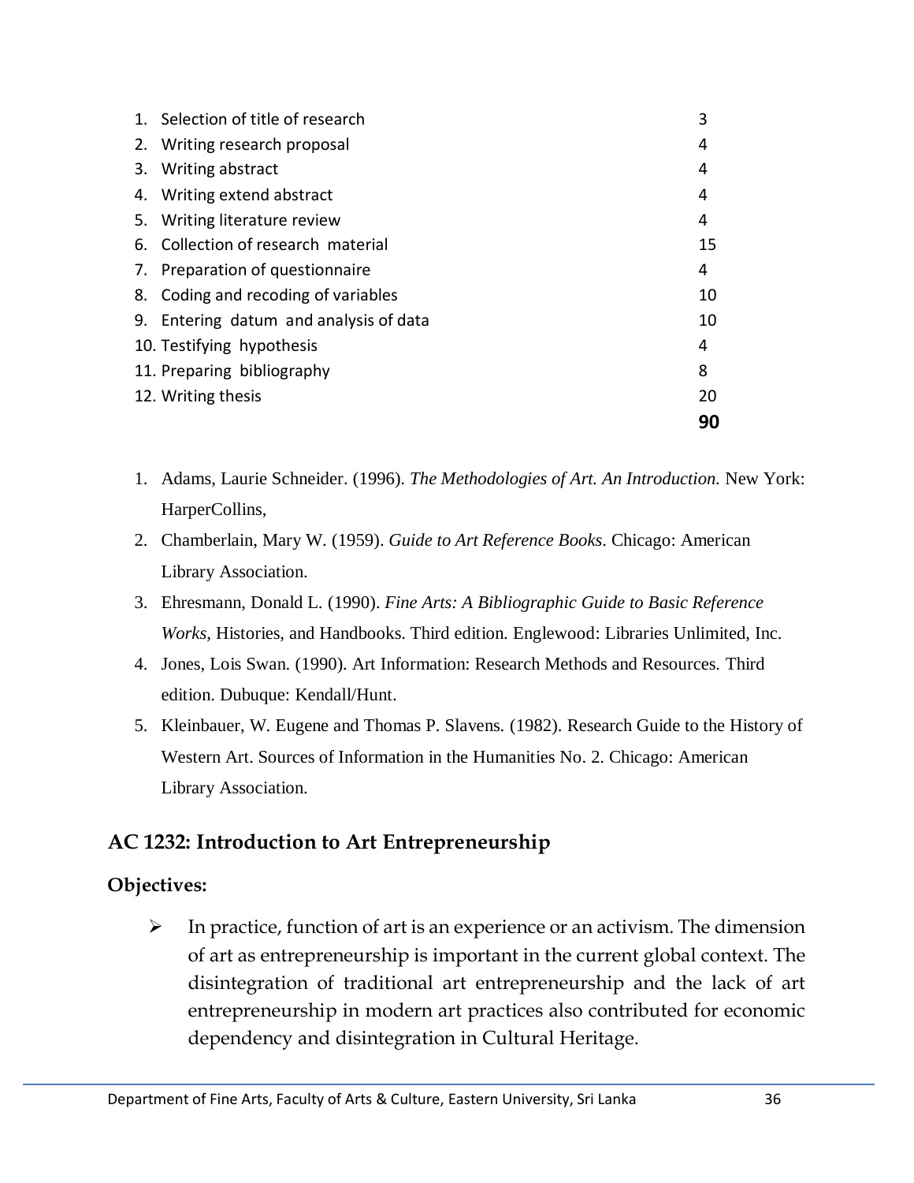| | |
|---|---|
| 1. Selection of title of research | 3 |
| 2. Writing research proposal | 4 |
| 3. Writing abstract | 4 |
| 4. Writing extend abstract | 4 |
| 5. Writing literature review | 4 |
| 6. Collection of research material | 15 |
| 7. Preparation of questionnaire | 4 |
| 8. Coding and recoding of variables | 10 |
| 9. Entering datum and analysis of data | 10 |
| 10. Testifying hypothesis | 4 |
| 11. Preparing bibliography | 8 |
| 12. Writing thesis | 20 |
| | **90** |

1. Adams, Laurie Schneider. (1996). *The Methodologies of Art. An Introduction.* New York: HarperCollins,
2. Chamberlain, Mary W. (1959). *Guide to Art Reference Books*. Chicago: American Library Association.
3. Ehresmann, Donald L. (1990). *Fine Arts: A Bibliographic Guide to Basic Reference Works*, Histories, and Handbooks. Third edition. Englewood: Libraries Unlimited, Inc.
4. Jones, Lois Swan. (1990). Art Information: Research Methods and Resources. Third edition. Dubuque: Kendall/Hunt.
5. Kleinbauer, W. Eugene and Thomas P. Slavens. (1982). Research Guide to the History of Western Art. Sources of Information in the Humanities No. 2. Chicago: American Library Association.

## AC 1232: Introduction to Art Entrepreneurship

### Objectives:

- In practice, function of art is an experience or an activism. The dimension of art as entrepreneurship is important in the current global context. The disintegration of traditional art entrepreneurship and the lack of art entrepreneurship in modern art practices also contributed for economic dependency and disintegration in Cultural Heritage.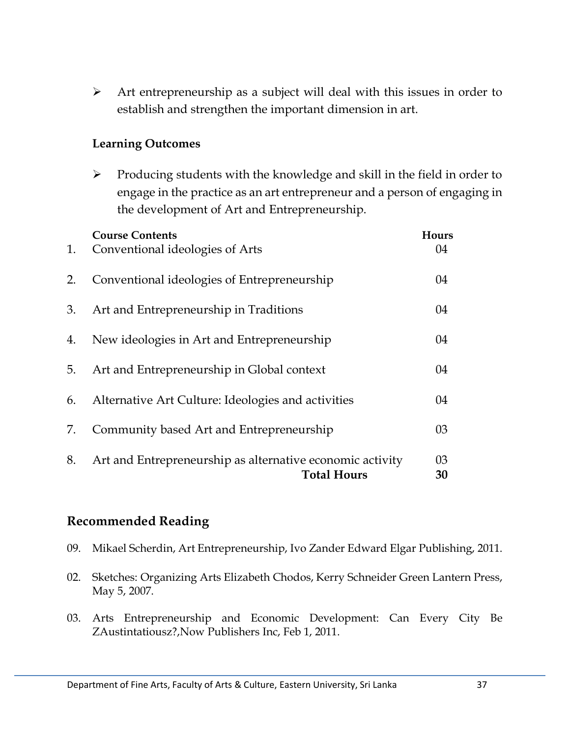- Art entrepreneurship as a subject will deal with this issues in order to establish and strengthen the important dimension in art.

**Learning Outcomes**

- Producing students with the knowledge and skill in the field in order to engage in the practice as an art entrepreneur and a person of engaging in the development of Art and Entrepreneurship.

| | Course Contents | Hours |
|---|---|---|
| 1. | Conventional ideologies of Arts | 04 |
| 2. | Conventional ideologies of Entrepreneurship | 04 |
| 3. | Art and Entrepreneurship in Traditions | 04 |
| 4. | New ideologies in Art and Entrepreneurship | 04 |
| 5. | Art and Entrepreneurship in Global context | 04 |
| 6. | Alternative Art Culture: Ideologies and activities | 04 |
| 7. | Community based Art and Entrepreneurship | 03 |
| 8. | Art and Entrepreneurship as alternative economic activity | 03 |
| | **Total Hours** | **30** |

## Recommended Reading

09. Mikael Scherdin, Art Entrepreneurship, Ivo Zander Edward Elgar Publishing, 2011.

02. Sketches: Organizing Arts Elizabeth Chodos, Kerry Schneider Green Lantern Press, May 5, 2007.

03. Arts Entrepreneurship and Economic Development: Can Every City Be ZAustintatiousz?,Now Publishers Inc, Feb 1, 2011.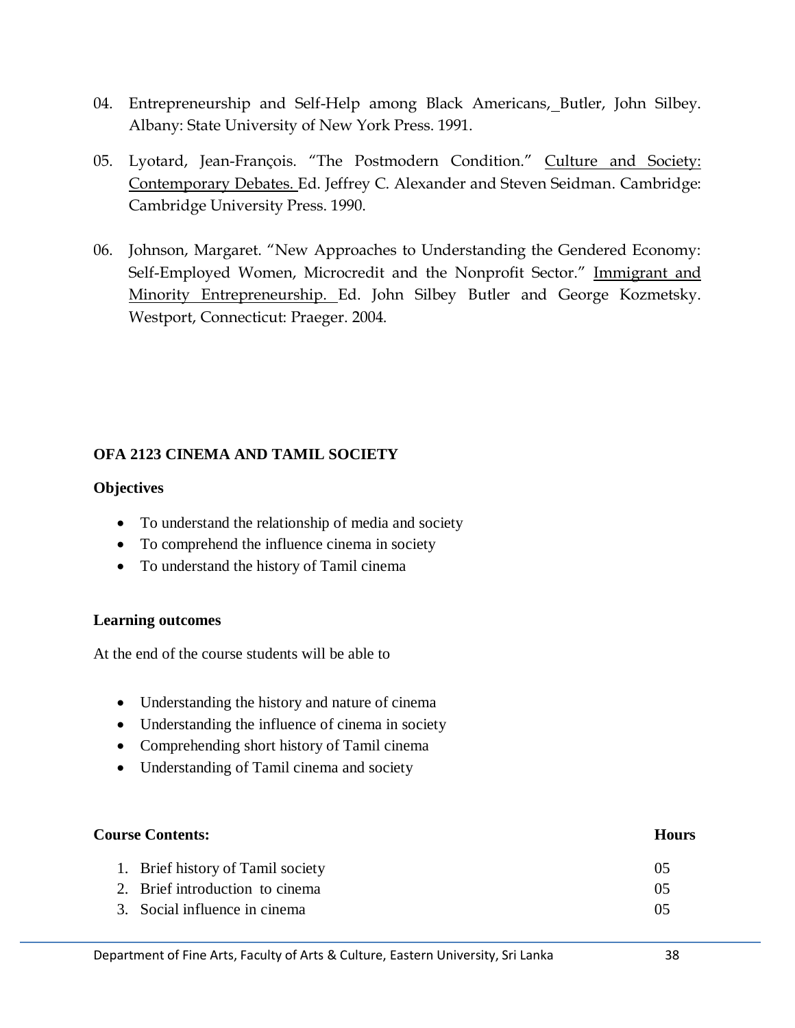04. Entrepreneurship and Self-Help among Black Americans, Butler, John Silbey. Albany: State University of New York Press. 1991.

05. Lyotard, Jean-François. "The Postmodern Condition." Culture and Society: Contemporary Debates. Ed. Jeffrey C. Alexander and Steven Seidman. Cambridge: Cambridge University Press. 1990.

06. Johnson, Margaret. "New Approaches to Understanding the Gendered Economy: Self-Employed Women, Microcredit and the Nonprofit Sector." Immigrant and Minority Entrepreneurship. Ed. John Silbey Butler and George Kozmetsky. Westport, Connecticut: Praeger. 2004.

**OFA 2123 CINEMA AND TAMIL SOCIETY**

**Objectives**

- To understand the relationship of media and society
- To comprehend the influence cinema in society
- To understand the history of Tamil cinema

**Learning outcomes**

At the end of the course students will be able to

- Understanding the history and nature of cinema
- Understanding the influence of cinema in society
- Comprehending short history of Tamil cinema
- Understanding of Tamil cinema and society

| **Course Contents:** | **Hours** |
| --- | --- |
| 1. Brief history of Tamil society | 05 |
| 2. Brief introduction to cinema | 05 |
| 3. Social influence in cinema | 05 |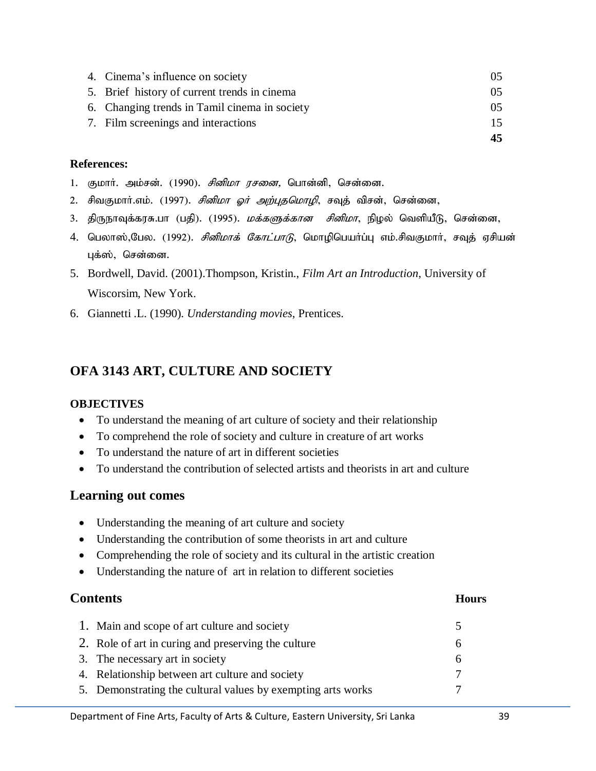| | | |
|---|---|---|
| 4. | Cinema's influence on society | 05 |
| 5. | Brief history of current trends in cinema | 05 |
| 6. | Changing trends in Tamil cinema in society | 05 |
| 7. | Film screenings and interactions | 15 |
| | | **45** |

**References:**

1. குமார். அம்சன். (1990). *சினிமா ரசனை*, பொன்னி, சென்னை.
2. சிவகுமார்.எம். (1997). *சினிமா ஓர் அற்புதமொழி*, சவுத் விசன், சென்னை,
3. திருநாவுக்கரசு.பா (பதி). (1995). *மக்களுக்கான சினிமா*, நிழல் வெளியீடு, சென்னை,
4. பெலாஸ்,பேல. (1992). *சினிமாக் கோட்பாடு*, மொழிபெயர்ப்பு எம்.சிவகுமார், சவுத் ஏசியன் புக்ஸ், சென்னை.
5. Bordwell, David. (2001).Thompson, Kristin., *Film Art an Introduction*, University of Wiscorsim, New York.
6. Giannetti .L. (1990). *Understanding movies*, Prentices.

## OFA 3143 ART, CULTURE AND SOCIETY

**OBJECTIVES**

- To understand the meaning of art culture of society and their relationship
- To comprehend the role of society and culture in creature of art works
- To understand the nature of art in different societies
- To understand the contribution of selected artists and theorists in art and culture

### Learning out comes

- Understanding the meaning of art culture and society
- Understanding the contribution of some theorists in art and culture
- Comprehending the role of society and its cultural in the artistic creation
- Understanding the nature of art in relation to different societies

| **Contents** | | **Hours** |
|---|---|---|
| 1. | Main and scope of art culture and society | 5 |
| 2. | Role of art in curing and preserving the culture | 6 |
| 3. | The necessary art in society | 6 |
| 4. | Relationship between art culture and society | 7 |
| 5. | Demonstrating the cultural values by exempting arts works | 7 |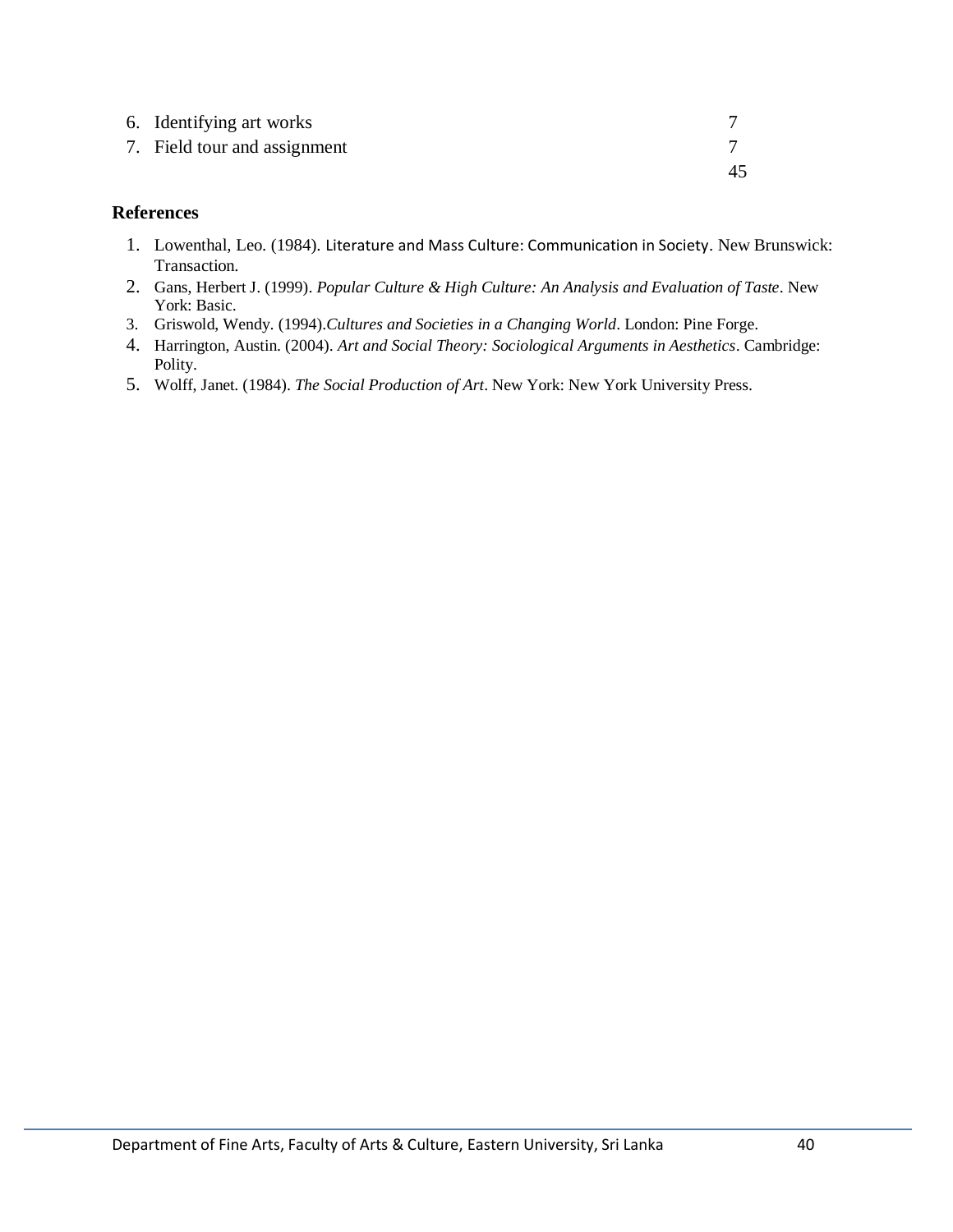| | | |
|---|---|---|
| 6. | Identifying art works | 7 |
| 7. | Field tour and assignment | 7 |
| | | 45 |

**References**

1. Lowenthal, Leo. (1984). Literature and Mass Culture: Communication in Society. New Brunswick: Transaction.
2. Gans, Herbert J. (1999). *Popular Culture & High Culture: An Analysis and Evaluation of Taste*. New York: Basic.
3. Griswold, Wendy. (1994).*Cultures and Societies in a Changing World*. London: Pine Forge.
4. Harrington, Austin. (2004). *Art and Social Theory: Sociological Arguments in Aesthetics*. Cambridge: Polity.
5. Wolff, Janet. (1984). *The Social Production of Art*. New York: New York University Press.